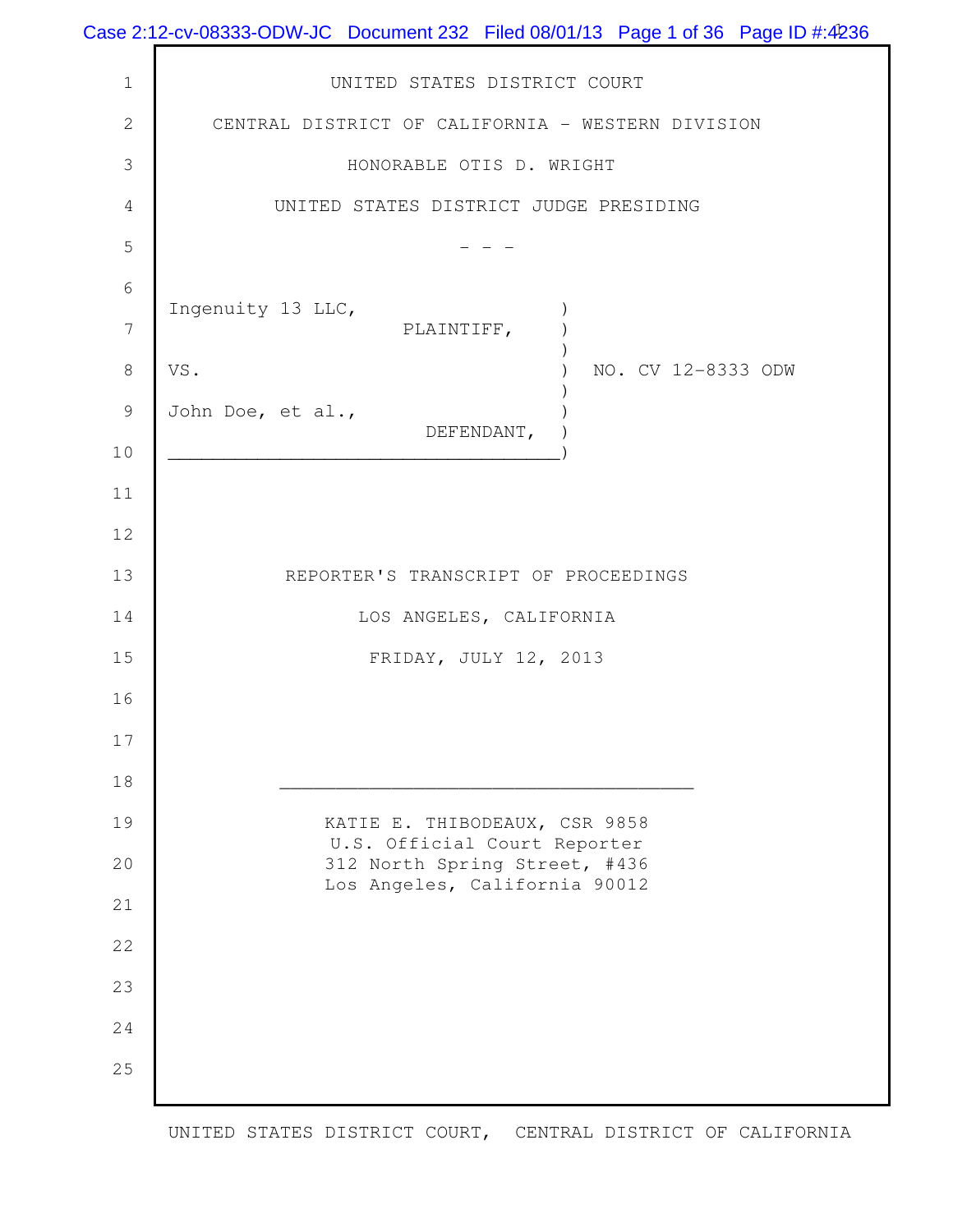UNITED STATES DISTRICT COURT

CENTRAL DISTRICT OF CALIFORNIA - WESTERN DIVISION

HONORABLE OTIS D. WRIGHT

UNITED STATES DISTRICT JUDGE PRESIDING

\- - -

Ingenuity 13 LLC,
PLAINTIFF,

VS. NO. CV 12-8333 ODW

John Doe, et al.,
DEFENDANT,

REPORTER'S TRANSCRIPT OF PROCEEDINGS

LOS ANGELES, CALIFORNIA

FRIDAY, JULY 12, 2013

KATIE E. THIBODEAUX, CSR 9858
U.S. Official Court Reporter
312 North Spring Street, #436
Los Angeles, California 90012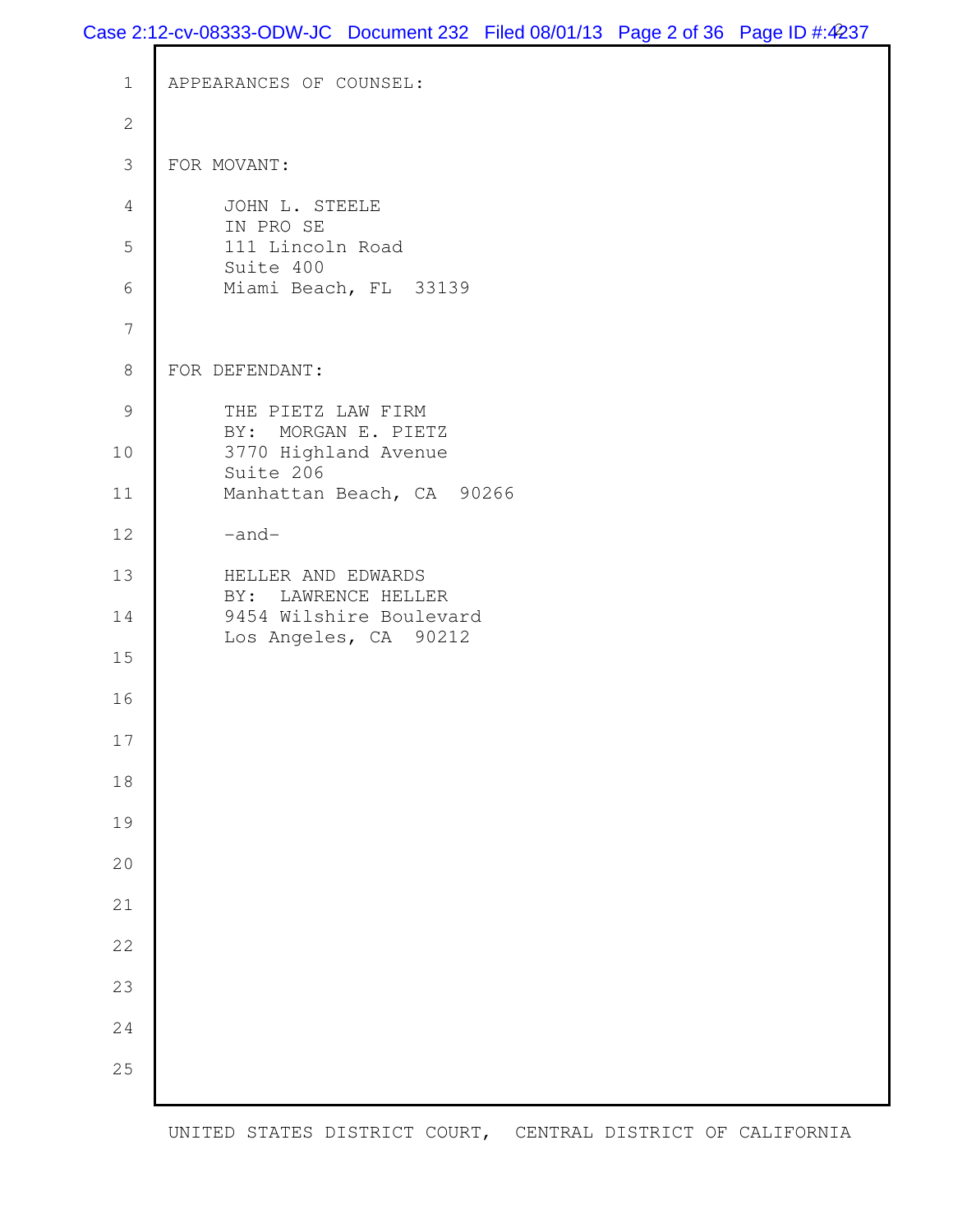APPEARANCES OF COUNSEL:

FOR MOVANT:

JOHN L. STEELE
IN PRO SE
111 Lincoln Road
Suite 400
Miami Beach, FL 33139

FOR DEFENDANT:

THE PIETZ LAW FIRM
BY: MORGAN E. PIETZ
3770 Highland Avenue
Suite 206
Manhattan Beach, CA 90266

-and-

HELLER AND EDWARDS
BY: LAWRENCE HELLER
9454 Wilshire Boulevard
Los Angeles, CA 90212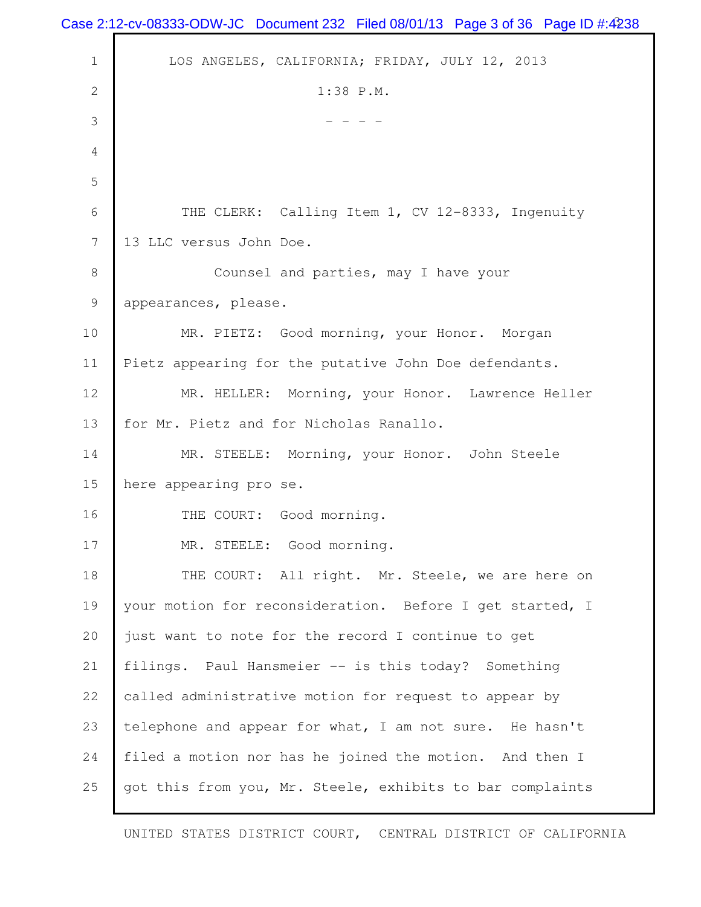LOS ANGELES, CALIFORNIA; FRIDAY, JULY 12, 2013

1:38 P.M.

- - - -

THE CLERK: Calling Item 1, CV 12-8333, Ingenuity 13 LLC versus John Doe.

Counsel and parties, may I have your appearances, please.

MR. PIETZ: Good morning, your Honor. Morgan Pietz appearing for the putative John Doe defendants.

MR. HELLER: Morning, your Honor. Lawrence Heller for Mr. Pietz and for Nicholas Ranallo.

MR. STEELE: Morning, your Honor. John Steele here appearing pro se.

THE COURT: Good morning.

MR. STEELE: Good morning.

THE COURT: All right. Mr. Steele, we are here on your motion for reconsideration. Before I get started, I just want to note for the record I continue to get filings. Paul Hansmeier -- is this today? Something called administrative motion for request to appear by telephone and appear for what, I am not sure. He hasn't filed a motion nor has he joined the motion. And then I got this from you, Mr. Steele, exhibits to bar complaints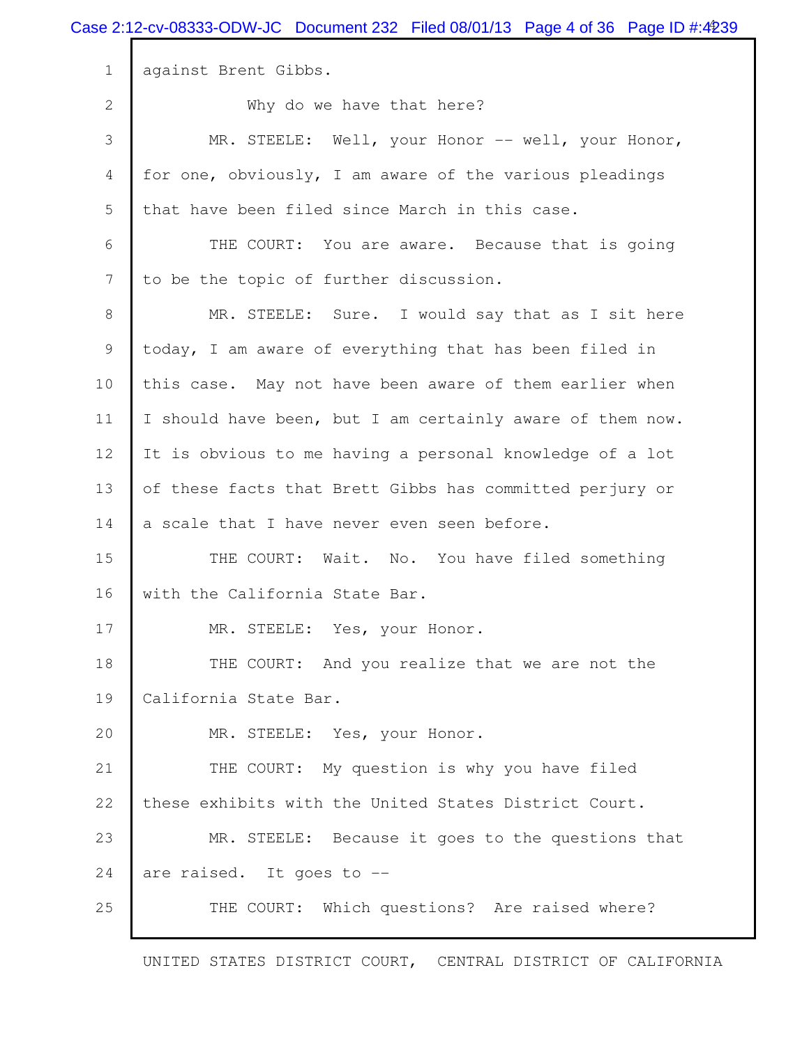against Brent Gibbs.

Why do we have that here?

MR. STEELE: Well, your Honor -- well, your Honor, for one, obviously, I am aware of the various pleadings that have been filed since March in this case.

THE COURT: You are aware. Because that is going to be the topic of further discussion.

MR. STEELE: Sure. I would say that as I sit here today, I am aware of everything that has been filed in this case. May not have been aware of them earlier when I should have been, but I am certainly aware of them now. It is obvious to me having a personal knowledge of a lot of these facts that Brett Gibbs has committed perjury or a scale that I have never even seen before.

THE COURT: Wait. No. You have filed something with the California State Bar.

MR. STEELE: Yes, your Honor.

THE COURT: And you realize that we are not the California State Bar.

MR. STEELE: Yes, your Honor.

THE COURT: My question is why you have filed these exhibits with the United States District Court.

MR. STEELE: Because it goes to the questions that are raised. It goes to --

THE COURT: Which questions? Are raised where?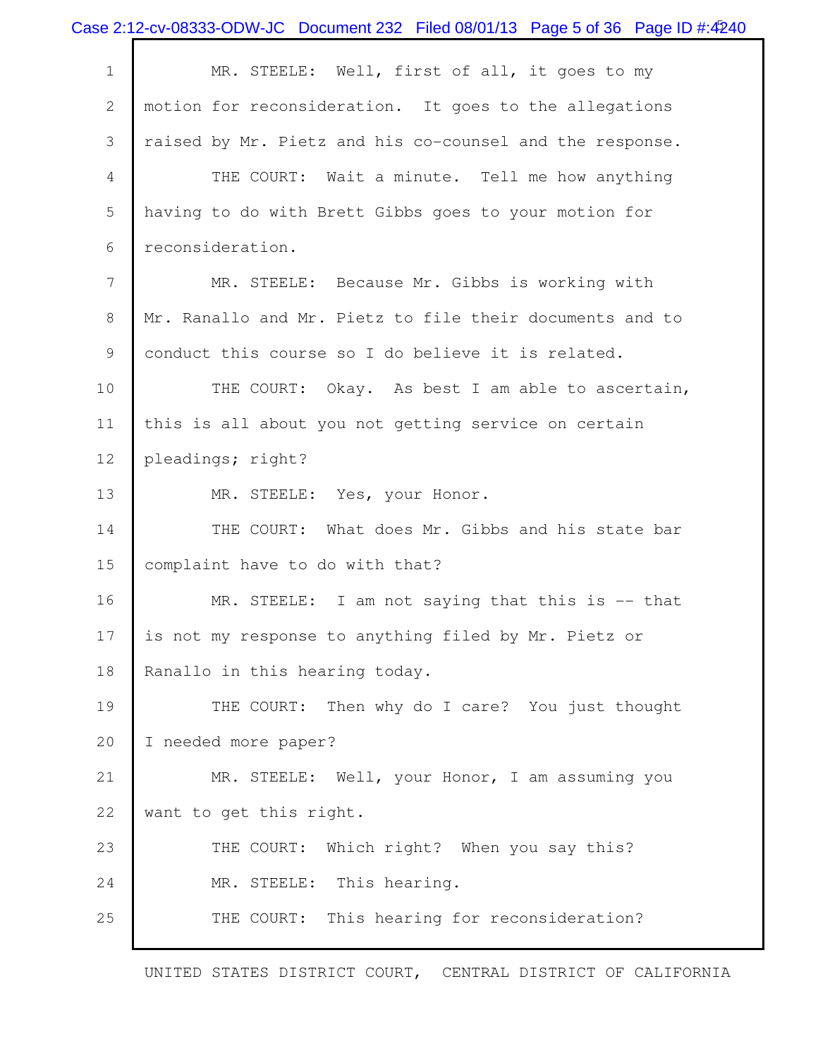MR. STEELE: Well, first of all, it goes to my motion for reconsideration. It goes to the allegations raised by Mr. Pietz and his co-counsel and the response.

THE COURT: Wait a minute. Tell me how anything having to do with Brett Gibbs goes to your motion for reconsideration.

MR. STEELE: Because Mr. Gibbs is working with Mr. Ranallo and Mr. Pietz to file their documents and to conduct this course so I do believe it is related.

THE COURT: Okay. As best I am able to ascertain, this is all about you not getting service on certain pleadings; right?

MR. STEELE: Yes, your Honor.

THE COURT: What does Mr. Gibbs and his state bar complaint have to do with that?

MR. STEELE: I am not saying that this is -- that is not my response to anything filed by Mr. Pietz or Ranallo in this hearing today.

THE COURT: Then why do I care? You just thought I needed more paper?

MR. STEELE: Well, your Honor, I am assuming you want to get this right.

THE COURT: Which right? When you say this?

MR. STEELE: This hearing.

THE COURT: This hearing for reconsideration?

UNITED STATES DISTRICT COURT, CENTRAL DISTRICT OF CALIFORNIA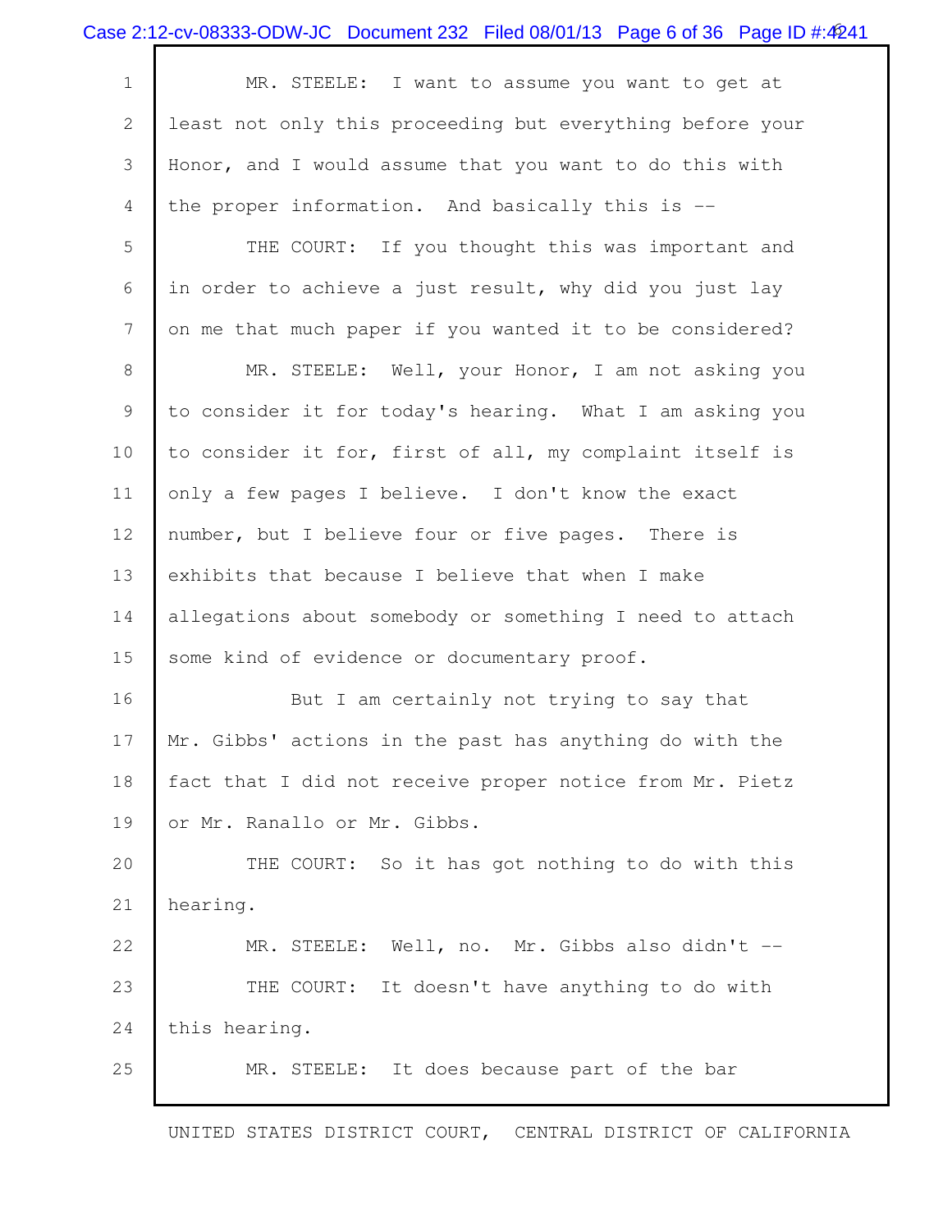MR. STEELE: I want to assume you want to get at least not only this proceeding but everything before your Honor, and I would assume that you want to do this with the proper information. And basically this is --

THE COURT: If you thought this was important and in order to achieve a just result, why did you just lay on me that much paper if you wanted it to be considered?

MR. STEELE: Well, your Honor, I am not asking you to consider it for today's hearing. What I am asking you to consider it for, first of all, my complaint itself is only a few pages I believe. I don't know the exact number, but I believe four or five pages. There is exhibits that because I believe that when I make allegations about somebody or something I need to attach some kind of evidence or documentary proof.

But I am certainly not trying to say that Mr. Gibbs' actions in the past has anything do with the fact that I did not receive proper notice from Mr. Pietz or Mr. Ranallo or Mr. Gibbs.

THE COURT: So it has got nothing to do with this hearing.

MR. STEELE: Well, no. Mr. Gibbs also didn't --

THE COURT: It doesn't have anything to do with this hearing.

MR. STEELE: It does because part of the bar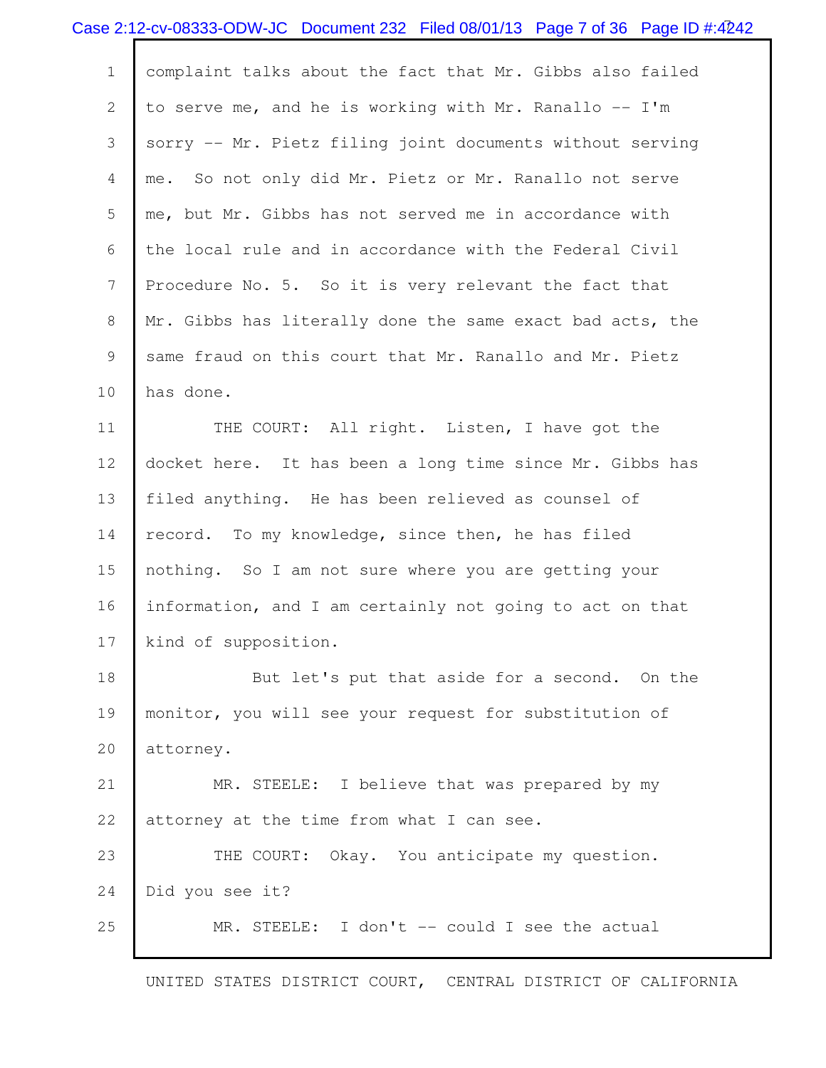complaint talks about the fact that Mr. Gibbs also failed to serve me, and he is working with Mr. Ranallo -- I'm sorry -- Mr. Pietz filing joint documents without serving me. So not only did Mr. Pietz or Mr. Ranallo not serve me, but Mr. Gibbs has not served me in accordance with the local rule and in accordance with the Federal Civil Procedure No. 5. So it is very relevant the fact that Mr. Gibbs has literally done the same exact bad acts, the same fraud on this court that Mr. Ranallo and Mr. Pietz has done.

THE COURT: All right. Listen, I have got the docket here. It has been a long time since Mr. Gibbs has filed anything. He has been relieved as counsel of record. To my knowledge, since then, he has filed nothing. So I am not sure where you are getting your information, and I am certainly not going to act on that kind of supposition.

But let's put that aside for a second. On the monitor, you will see your request for substitution of attorney.

MR. STEELE: I believe that was prepared by my attorney at the time from what I can see.

THE COURT: Okay. You anticipate my question. Did you see it?

MR. STEELE: I don't -- could I see the actual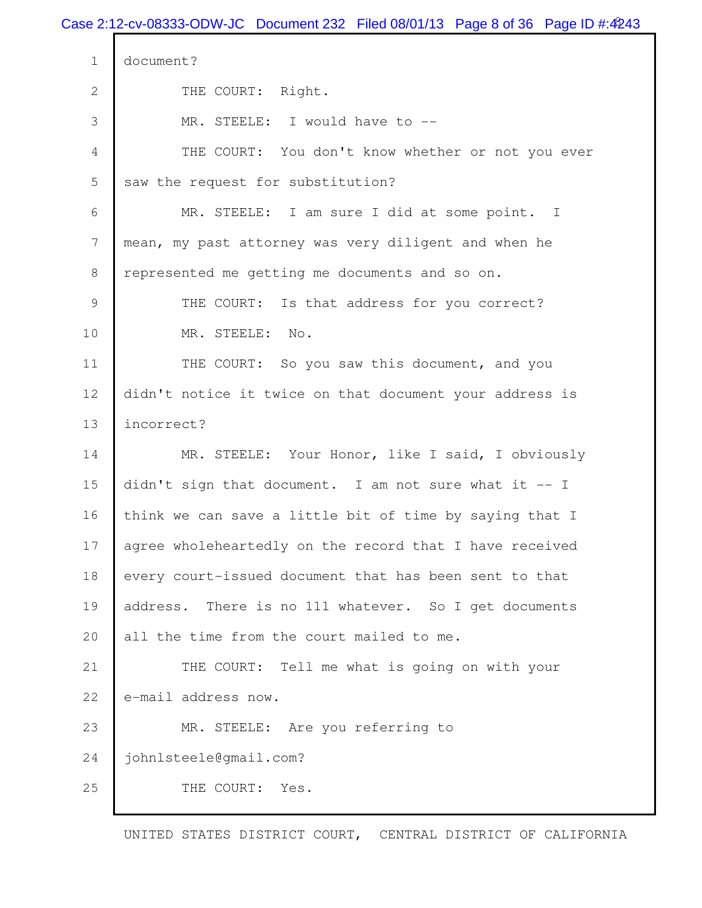document?

THE COURT: Right.

MR. STEELE: I would have to --

THE COURT: You don't know whether or not you ever saw the request for substitution?

MR. STEELE: I am sure I did at some point. I mean, my past attorney was very diligent and when he represented me getting me documents and so on.

THE COURT: Is that address for you correct?

MR. STEELE: No.

THE COURT: So you saw this document, and you didn't notice it twice on that document your address is incorrect?

MR. STEELE: Your Honor, like I said, I obviously didn't sign that document. I am not sure what it -- I think we can save a little bit of time by saying that I agree wholeheartedly on the record that I have received every court-issued document that has been sent to that address. There is no 111 whatever. So I get documents all the time from the court mailed to me.

THE COURT: Tell me what is going on with your e-mail address now.

MR. STEELE: Are you referring to johnlsteele@gmail.com?

THE COURT: Yes.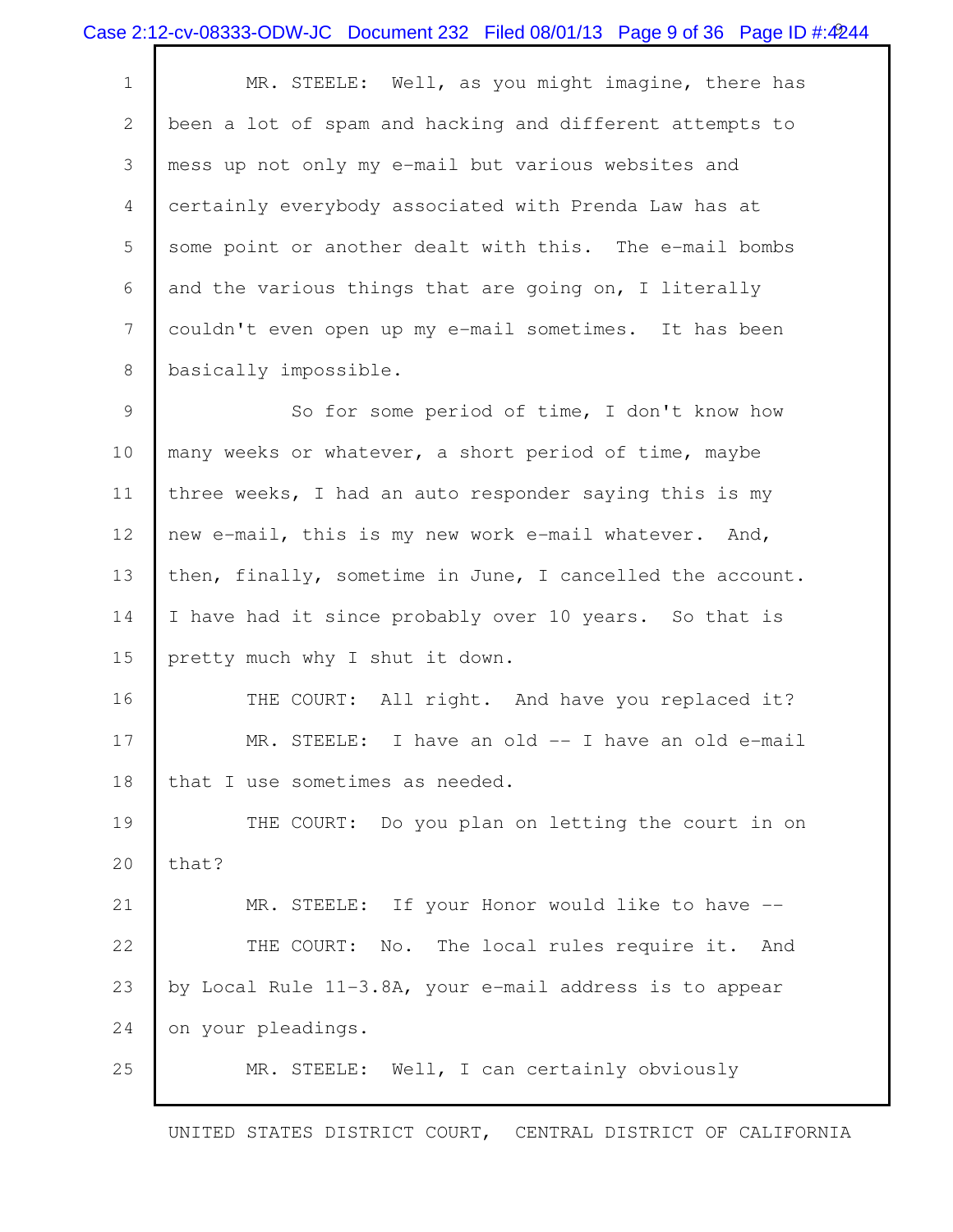MR. STEELE: Well, as you might imagine, there has been a lot of spam and hacking and different attempts to mess up not only my e-mail but various websites and certainly everybody associated with Prenda Law has at some point or another dealt with this. The e-mail bombs and the various things that are going on, I literally couldn't even open up my e-mail sometimes. It has been basically impossible.

So for some period of time, I don't know how many weeks or whatever, a short period of time, maybe three weeks, I had an auto responder saying this is my new e-mail, this is my new work e-mail whatever. And, then, finally, sometime in June, I cancelled the account. I have had it since probably over 10 years. So that is pretty much why I shut it down.

THE COURT: All right. And have you replaced it?

MR. STEELE: I have an old -- I have an old e-mail that I use sometimes as needed.

THE COURT: Do you plan on letting the court in on that?

MR. STEELE: If your Honor would like to have --

THE COURT: No. The local rules require it. And by Local Rule 11-3.8A, your e-mail address is to appear on your pleadings.

MR. STEELE: Well, I can certainly obviously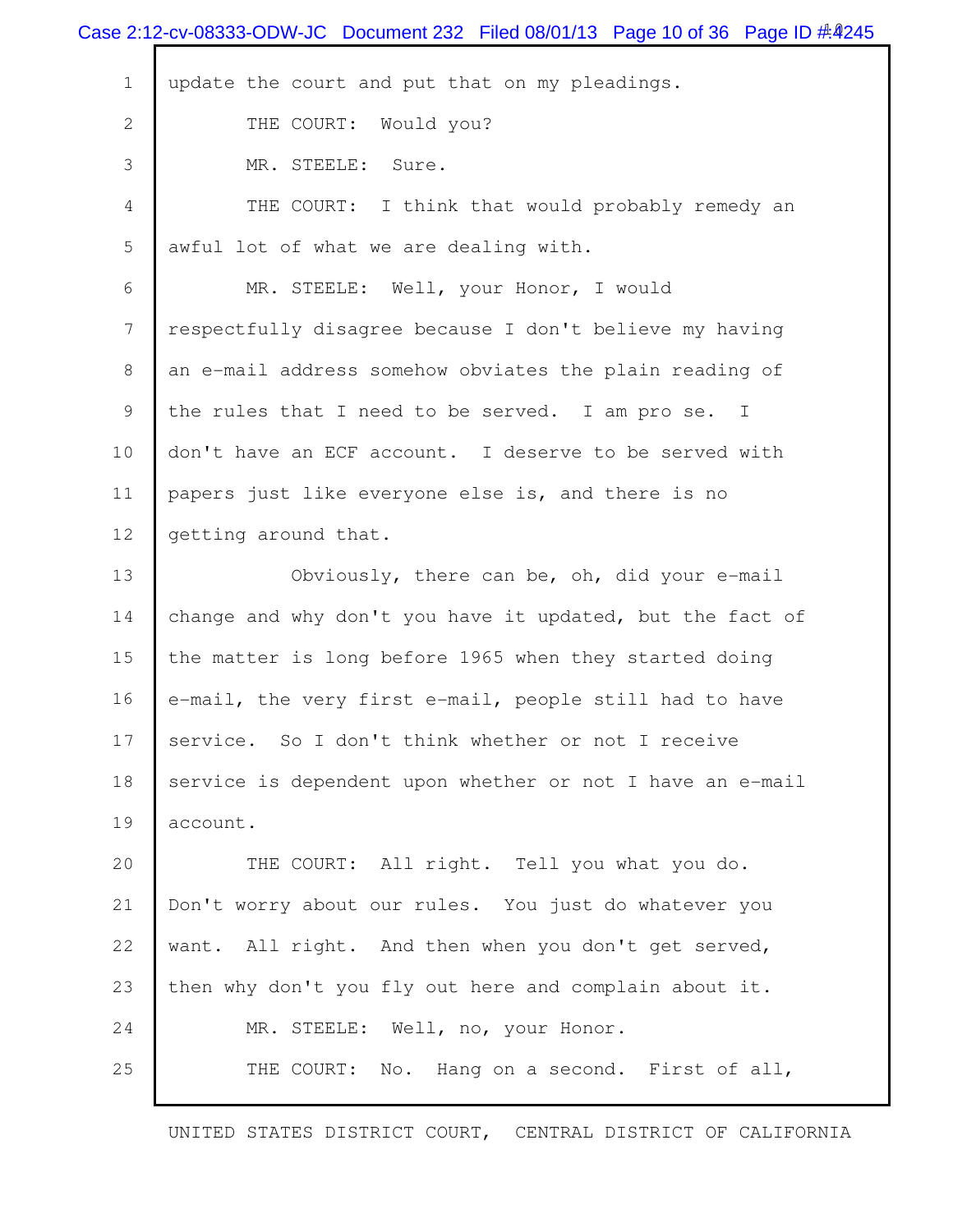1 update the court and put that on my pleadings.

2 THE COURT: Would you?

3 MR. STEELE: Sure.

4 THE COURT: I think that would probably remedy an

5 awful lot of what we are dealing with.

6 MR. STEELE: Well, your Honor, I would

7 respectfully disagree because I don't believe my having

8 an e-mail address somehow obviates the plain reading of

9 the rules that I need to be served. I am pro se. I

10 don't have an ECF account. I deserve to be served with

11 papers just like everyone else is, and there is no

12 getting around that.

13 Obviously, there can be, oh, did your e-mail

14 change and why don't you have it updated, but the fact of

15 the matter is long before 1965 when they started doing

16 e-mail, the very first e-mail, people still had to have

17 service. So I don't think whether or not I receive

18 service is dependent upon whether or not I have an e-mail

19 account.

20 THE COURT: All right. Tell you what you do.

21 Don't worry about our rules. You just do whatever you

22 want. All right. And then when you don't get served,

23 then why don't you fly out here and complain about it.

24 MR. STEELE: Well, no, your Honor.

25 THE COURT: No. Hang on a second. First of all,

UNITED STATES DISTRICT COURT, CENTRAL DISTRICT OF CALIFORNIA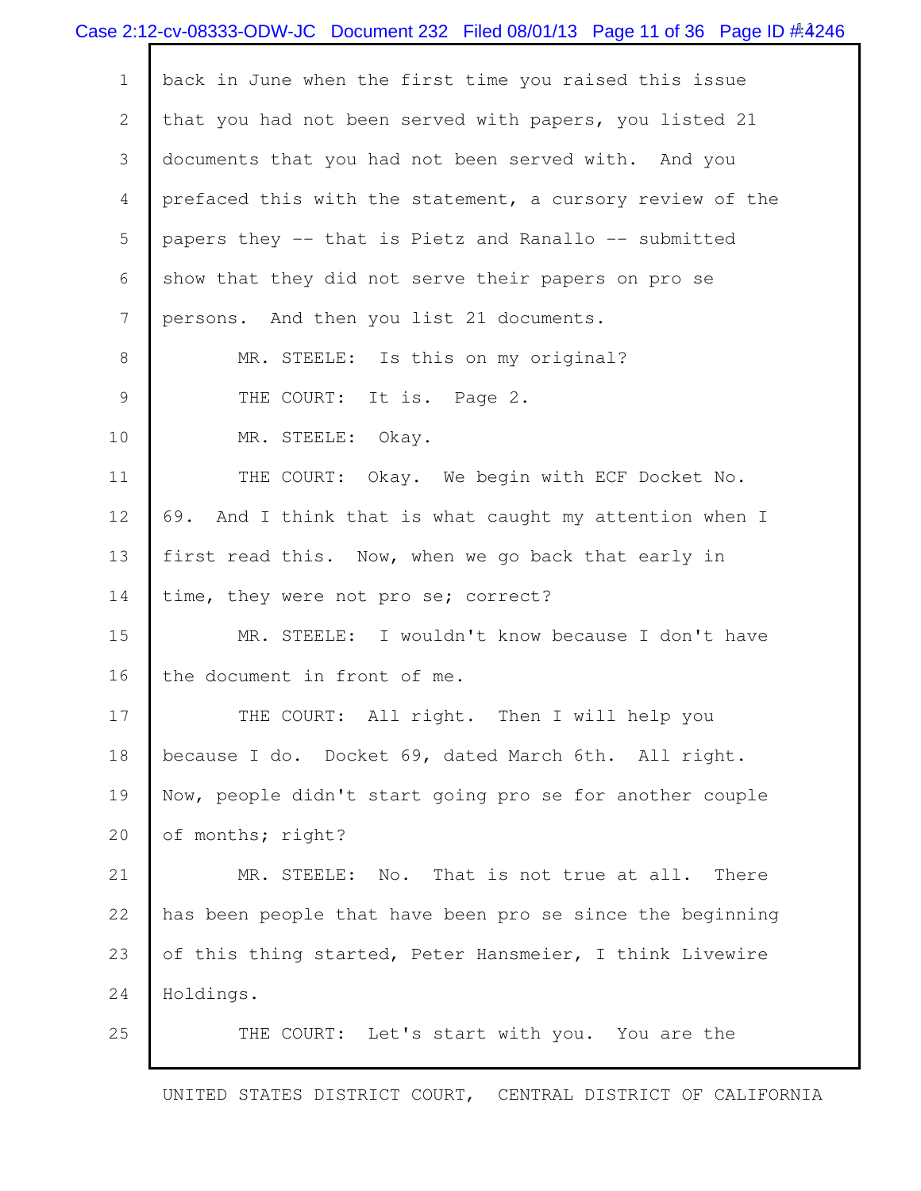back in June when the first time you raised this issue that you had not been served with papers, you listed 21 documents that you had not been served with. And you prefaced this with the statement, a cursory review of the papers they -- that is Pietz and Ranallo -- submitted show that they did not serve their papers on pro se persons. And then you list 21 documents.

MR. STEELE: Is this on my original?

THE COURT: It is. Page 2.

MR. STEELE: Okay.

THE COURT: Okay. We begin with ECF Docket No. 69. And I think that is what caught my attention when I first read this. Now, when we go back that early in time, they were not pro se; correct?

MR. STEELE: I wouldn't know because I don't have the document in front of me.

THE COURT: All right. Then I will help you because I do. Docket 69, dated March 6th. All right. Now, people didn't start going pro se for another couple of months; right?

MR. STEELE: No. That is not true at all. There has been people that have been pro se since the beginning of this thing started, Peter Hansmeier, I think Livewire Holdings.

THE COURT: Let's start with you. You are the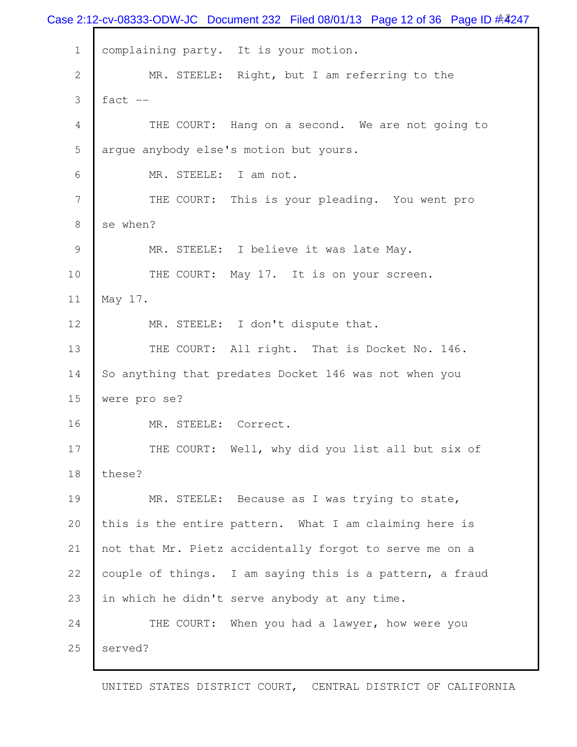complaining party. It is your motion.

MR. STEELE: Right, but I am referring to the fact --

THE COURT: Hang on a second. We are not going to argue anybody else's motion but yours.

MR. STEELE: I am not.

THE COURT: This is your pleading. You went pro se when?

MR. STEELE: I believe it was late May.

THE COURT: May 17. It is on your screen. May 17.

MR. STEELE: I don't dispute that.

THE COURT: All right. That is Docket No. 146. So anything that predates Docket 146 was not when you were pro se?

MR. STEELE: Correct.

THE COURT: Well, why did you list all but six of these?

MR. STEELE: Because as I was trying to state, this is the entire pattern. What I am claiming here is not that Mr. Pietz accidentally forgot to serve me on a couple of things. I am saying this is a pattern, a fraud in which he didn't serve anybody at any time.

THE COURT: When you had a lawyer, how were you served?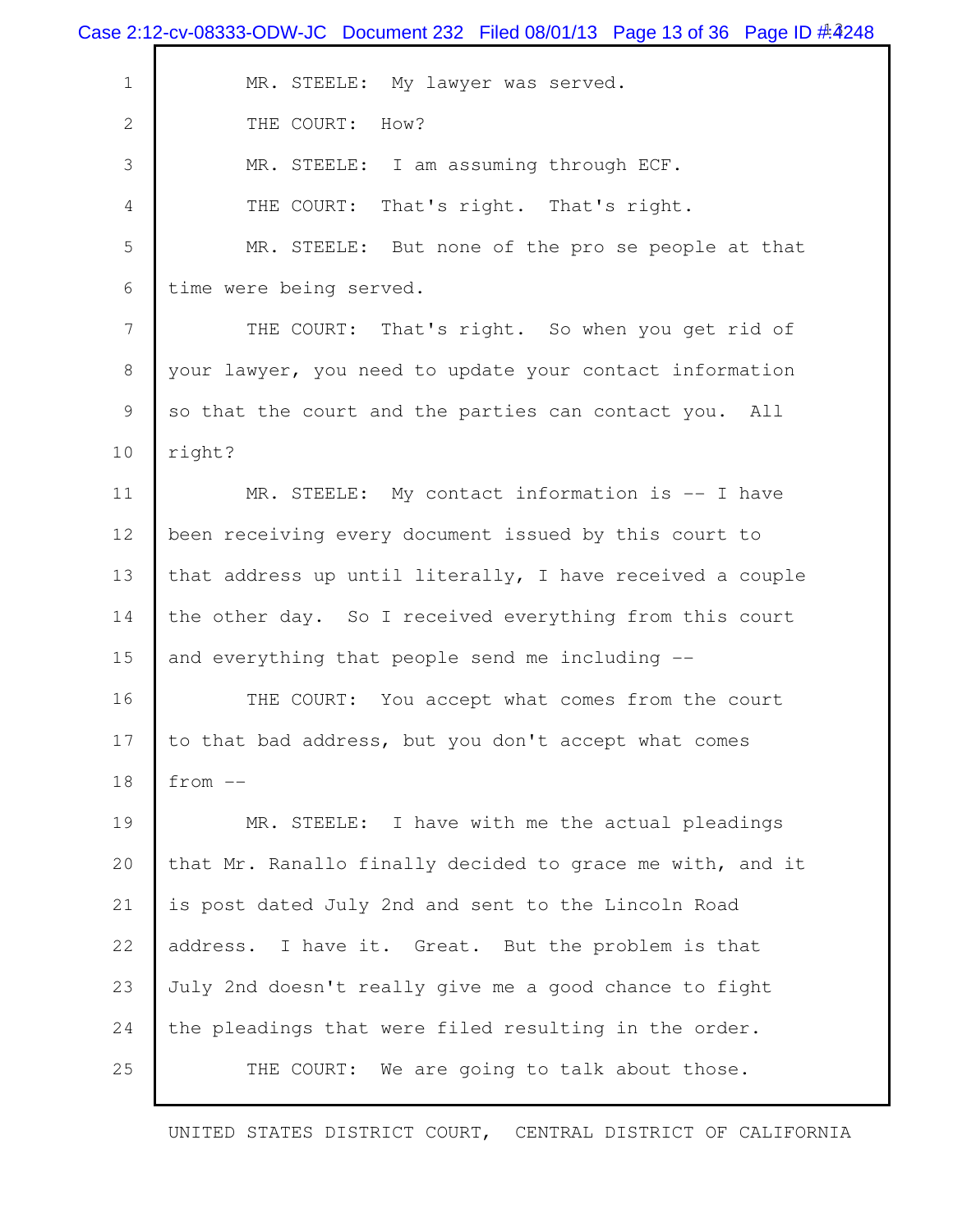MR. STEELE: My lawyer was served.

THE COURT: How?

MR. STEELE: I am assuming through ECF.

THE COURT: That's right. That's right.

MR. STEELE: But none of the pro se people at that time were being served.

THE COURT: That's right. So when you get rid of your lawyer, you need to update your contact information so that the court and the parties can contact you. All right?

MR. STEELE: My contact information is -- I have been receiving every document issued by this court to that address up until literally, I have received a couple the other day. So I received everything from this court and everything that people send me including --

THE COURT: You accept what comes from the court to that bad address, but you don't accept what comes from --

MR. STEELE: I have with me the actual pleadings that Mr. Ranallo finally decided to grace me with, and it is post dated July 2nd and sent to the Lincoln Road address. I have it. Great. But the problem is that July 2nd doesn't really give me a good chance to fight the pleadings that were filed resulting in the order.

THE COURT: We are going to talk about those.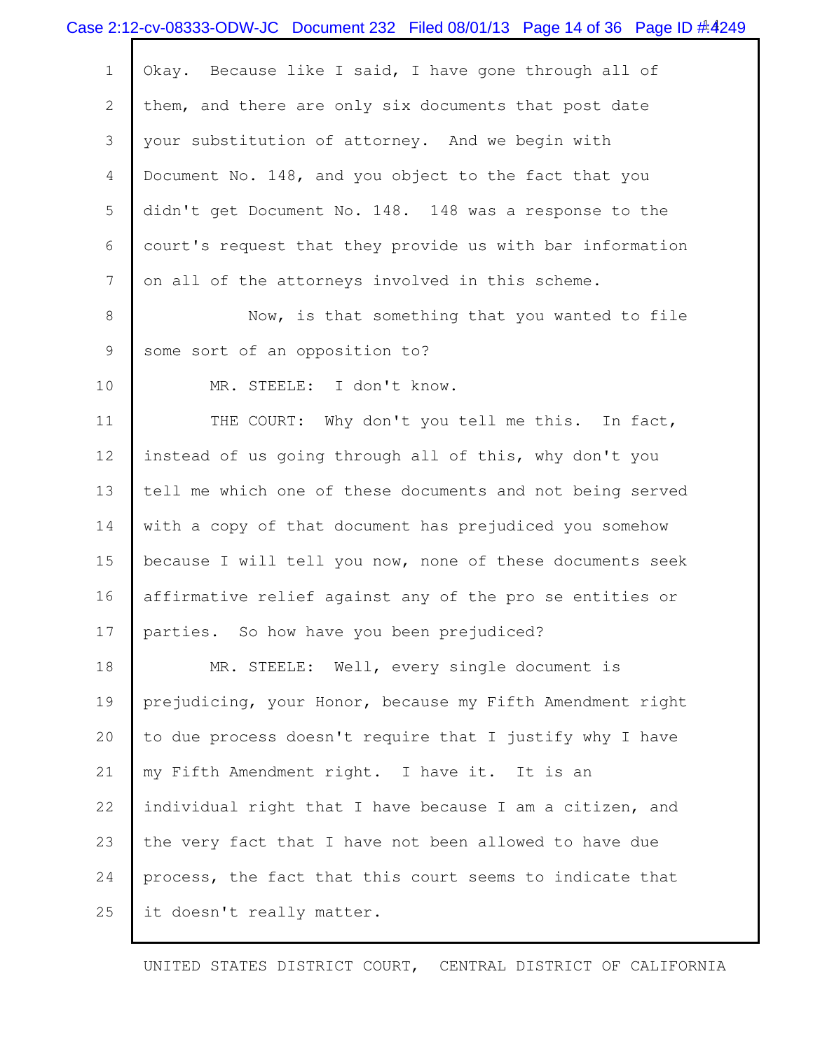Okay. Because like I said, I have gone through all of them, and there are only six documents that post date your substitution of attorney. And we begin with Document No. 148, and you object to the fact that you didn't get Document No. 148. 148 was a response to the court's request that they provide us with bar information on all of the attorneys involved in this scheme.

Now, is that something that you wanted to file some sort of an opposition to?

MR. STEELE: I don't know.

THE COURT: Why don't you tell me this. In fact, instead of us going through all of this, why don't you tell me which one of these documents and not being served with a copy of that document has prejudiced you somehow because I will tell you now, none of these documents seek affirmative relief against any of the pro se entities or parties. So how have you been prejudiced?

MR. STEELE: Well, every single document is prejudicing, your Honor, because my Fifth Amendment right to due process doesn't require that I justify why I have my Fifth Amendment right. I have it. It is an individual right that I have because I am a citizen, and the very fact that I have not been allowed to have due process, the fact that this court seems to indicate that it doesn't really matter.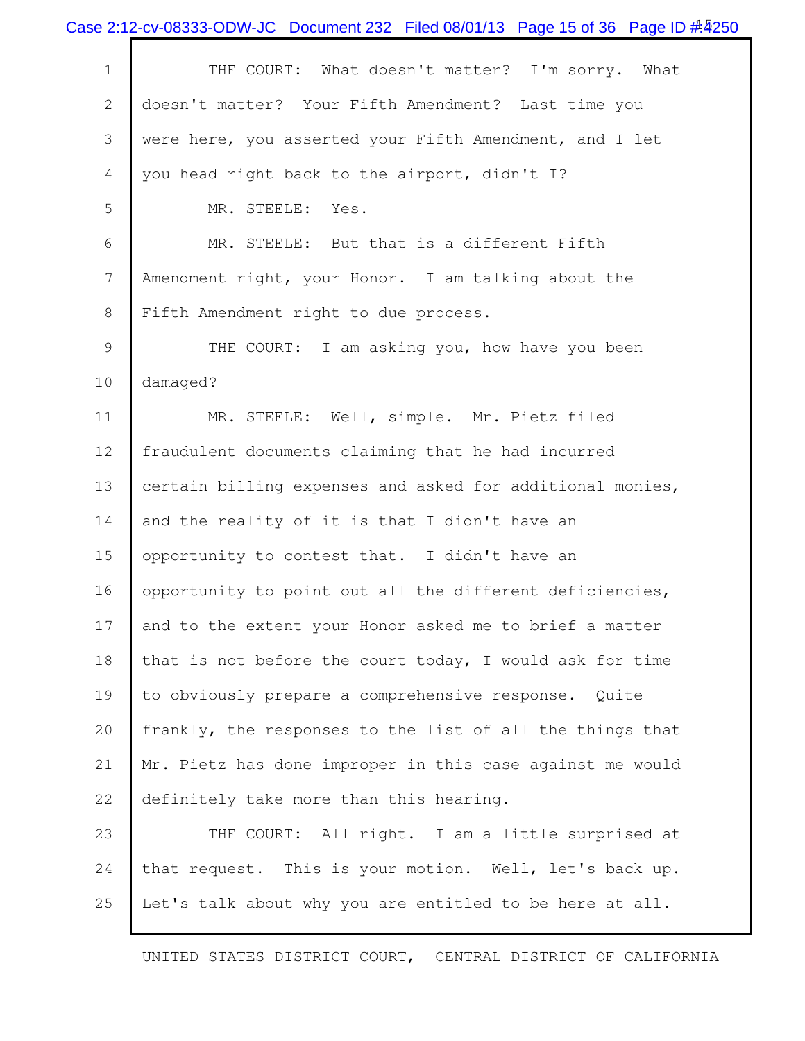THE COURT: What doesn't matter? I'm sorry. What doesn't matter? Your Fifth Amendment? Last time you were here, you asserted your Fifth Amendment, and I let you head right back to the airport, didn't I?

MR. STEELE: Yes.

MR. STEELE: But that is a different Fifth Amendment right, your Honor. I am talking about the Fifth Amendment right to due process.

THE COURT: I am asking you, how have you been damaged?

MR. STEELE: Well, simple. Mr. Pietz filed fraudulent documents claiming that he had incurred certain billing expenses and asked for additional monies, and the reality of it is that I didn't have an opportunity to contest that. I didn't have an opportunity to point out all the different deficiencies, and to the extent your Honor asked me to brief a matter that is not before the court today, I would ask for time to obviously prepare a comprehensive response. Quite frankly, the responses to the list of all the things that Mr. Pietz has done improper in this case against me would definitely take more than this hearing.

THE COURT: All right. I am a little surprised at that request. This is your motion. Well, let's back up. Let's talk about why you are entitled to be here at all.

UNITED STATES DISTRICT COURT, CENTRAL DISTRICT OF CALIFORNIA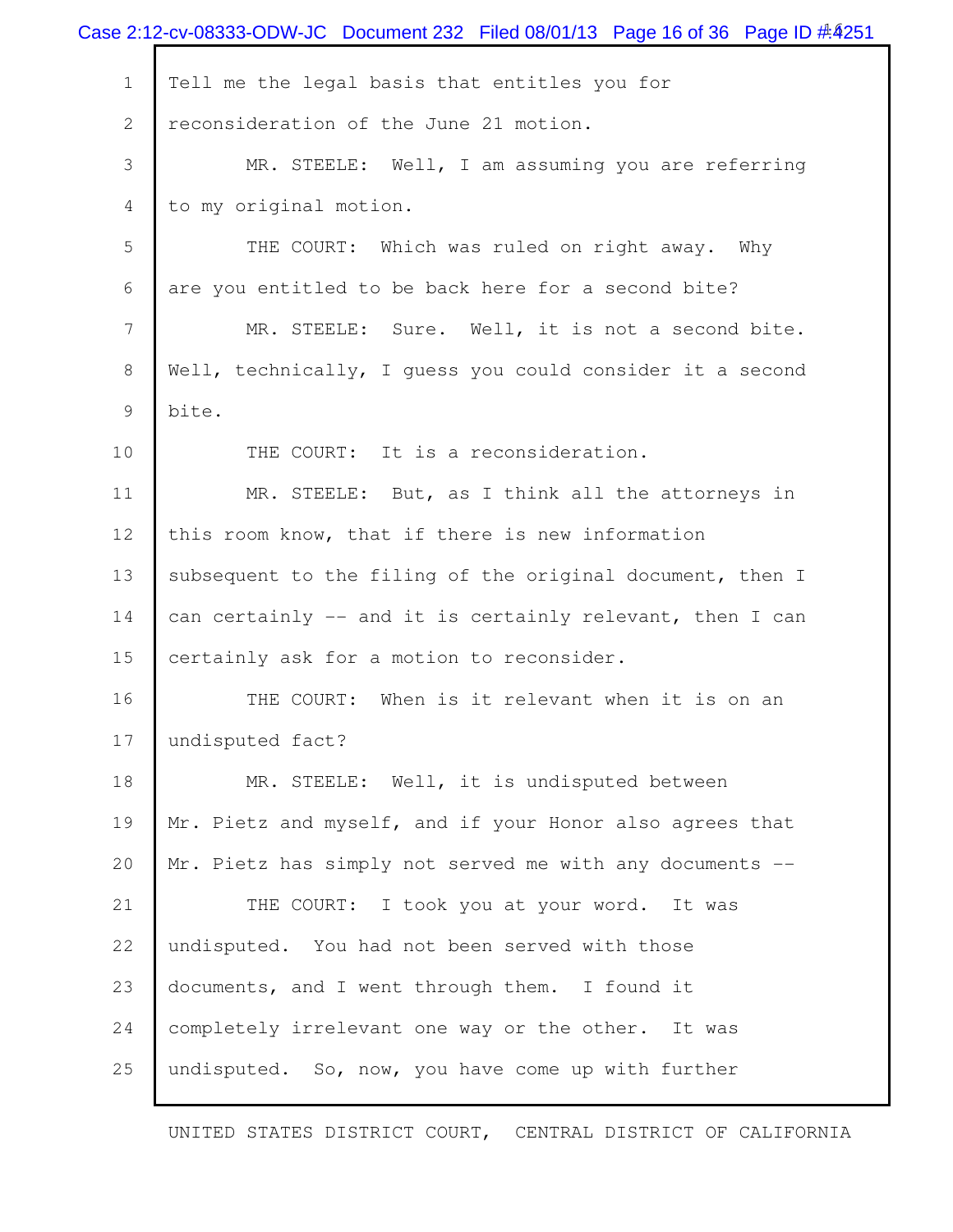Tell me the legal basis that entitles you for reconsideration of the June 21 motion.

MR. STEELE: Well, I am assuming you are referring to my original motion.

THE COURT: Which was ruled on right away. Why are you entitled to be back here for a second bite?

MR. STEELE: Sure. Well, it is not a second bite. Well, technically, I guess you could consider it a second bite.

THE COURT: It is a reconsideration.

MR. STEELE: But, as I think all the attorneys in this room know, that if there is new information subsequent to the filing of the original document, then I can certainly -- and it is certainly relevant, then I can certainly ask for a motion to reconsider.

THE COURT: When is it relevant when it is on an undisputed fact?

MR. STEELE: Well, it is undisputed between Mr. Pietz and myself, and if your Honor also agrees that Mr. Pietz has simply not served me with any documents --

THE COURT: I took you at your word. It was undisputed. You had not been served with those documents, and I went through them. I found it completely irrelevant one way or the other. It was undisputed. So, now, you have come up with further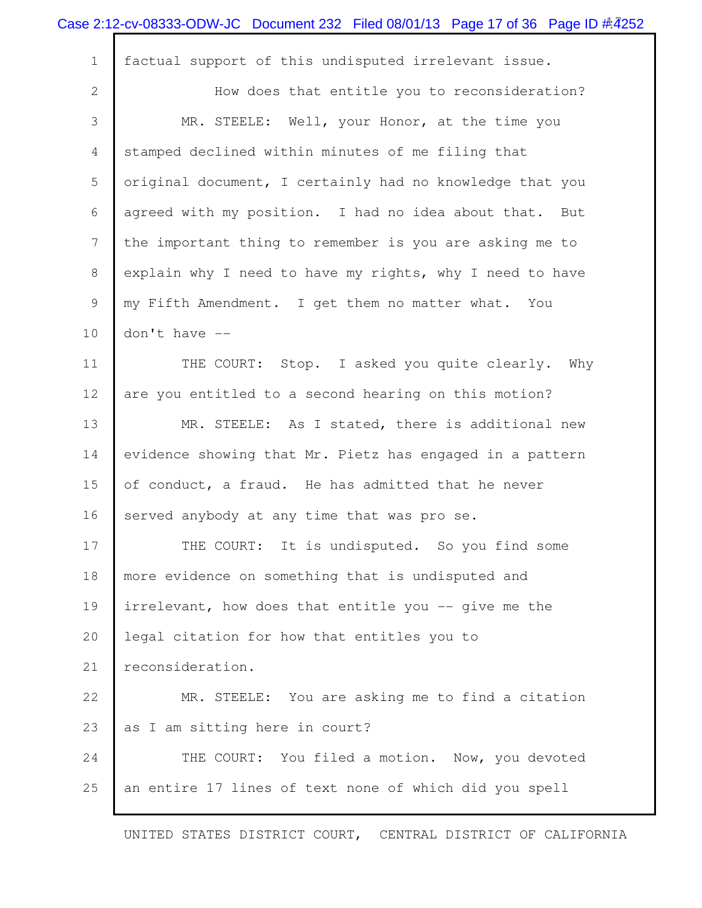factual support of this undisputed irrelevant issue.

How does that entitle you to reconsideration?

MR. STEELE: Well, your Honor, at the time you stamped declined within minutes of me filing that original document, I certainly had no knowledge that you agreed with my position. I had no idea about that. But the important thing to remember is you are asking me to explain why I need to have my rights, why I need to have my Fifth Amendment. I get them no matter what. You don't have --

THE COURT: Stop. I asked you quite clearly. Why are you entitled to a second hearing on this motion?

MR. STEELE: As I stated, there is additional new evidence showing that Mr. Pietz has engaged in a pattern of conduct, a fraud. He has admitted that he never served anybody at any time that was pro se.

THE COURT: It is undisputed. So you find some more evidence on something that is undisputed and irrelevant, how does that entitle you -- give me the legal citation for how that entitles you to reconsideration.

MR. STEELE: You are asking me to find a citation as I am sitting here in court?

THE COURT: You filed a motion. Now, you devoted an entire 17 lines of text none of which did you spell

UNITED STATES DISTRICT COURT, CENTRAL DISTRICT OF CALIFORNIA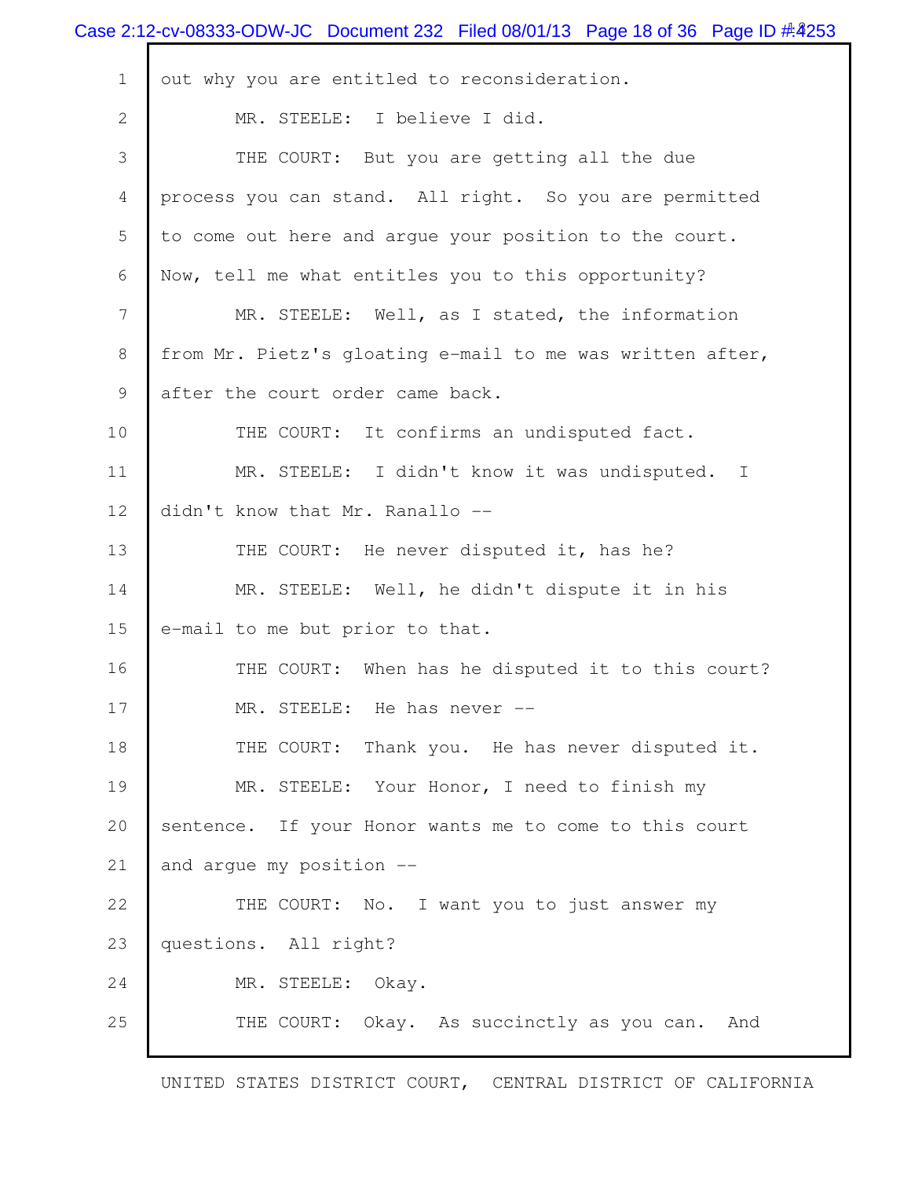out why you are entitled to reconsideration.

MR. STEELE: I believe I did.

THE COURT: But you are getting all the due process you can stand. All right. So you are permitted to come out here and argue your position to the court. Now, tell me what entitles you to this opportunity?

MR. STEELE: Well, as I stated, the information from Mr. Pietz's gloating e-mail to me was written after, after the court order came back.

THE COURT: It confirms an undisputed fact.

MR. STEELE: I didn't know it was undisputed. I didn't know that Mr. Ranallo --

THE COURT: He never disputed it, has he?

MR. STEELE: Well, he didn't dispute it in his e-mail to me but prior to that.

THE COURT: When has he disputed it to this court?

MR. STEELE: He has never --

THE COURT: Thank you. He has never disputed it.

MR. STEELE: Your Honor, I need to finish my sentence. If your Honor wants me to come to this court and argue my position --

THE COURT: No. I want you to just answer my questions. All right?

MR. STEELE: Okay.

THE COURT: Okay. As succinctly as you can. And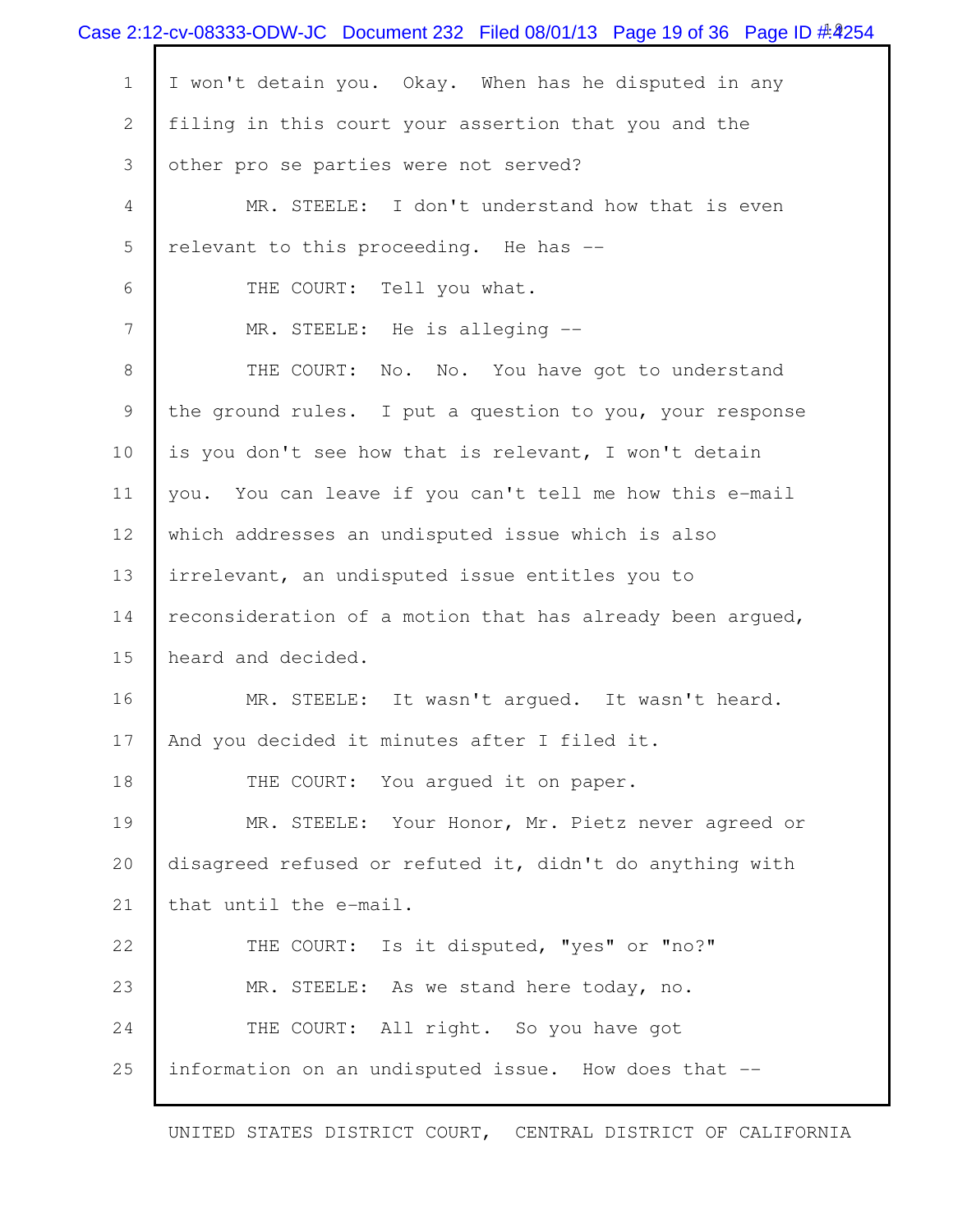I won't detain you. Okay. When has he disputed in any filing in this court your assertion that you and the other pro se parties were not served?

MR. STEELE: I don't understand how that is even relevant to this proceeding. He has --

THE COURT: Tell you what.

MR. STEELE: He is alleging --

THE COURT: No. No. You have got to understand the ground rules. I put a question to you, your response is you don't see how that is relevant, I won't detain you. You can leave if you can't tell me how this e-mail which addresses an undisputed issue which is also irrelevant, an undisputed issue entitles you to reconsideration of a motion that has already been argued, heard and decided.

MR. STEELE: It wasn't argued. It wasn't heard. And you decided it minutes after I filed it.

THE COURT: You argued it on paper.

MR. STEELE: Your Honor, Mr. Pietz never agreed or disagreed refused or refuted it, didn't do anything with that until the e-mail.

THE COURT: Is it disputed, "yes" or "no?"

MR. STEELE: As we stand here today, no.

THE COURT: All right. So you have got information on an undisputed issue. How does that --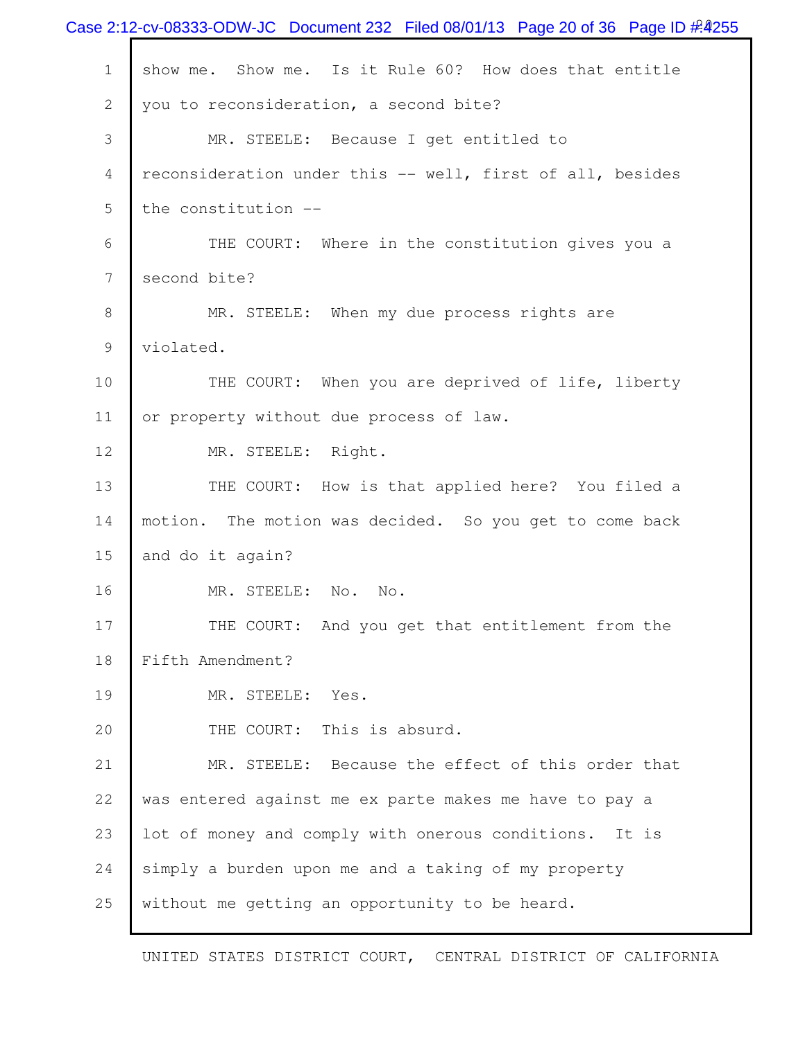show me. Show me. Is it Rule 60? How does that entitle you to reconsideration, a second bite?

MR. STEELE: Because I get entitled to reconsideration under this -- well, first of all, besides the constitution --

THE COURT: Where in the constitution gives you a second bite?

MR. STEELE: When my due process rights are violated.

THE COURT: When you are deprived of life, liberty or property without due process of law.

MR. STEELE: Right.

THE COURT: How is that applied here? You filed a motion. The motion was decided. So you get to come back and do it again?

MR. STEELE: No. No.

THE COURT: And you get that entitlement from the Fifth Amendment?

MR. STEELE: Yes.

THE COURT: This is absurd.

MR. STEELE: Because the effect of this order that was entered against me ex parte makes me have to pay a lot of money and comply with onerous conditions. It is simply a burden upon me and a taking of my property without me getting an opportunity to be heard.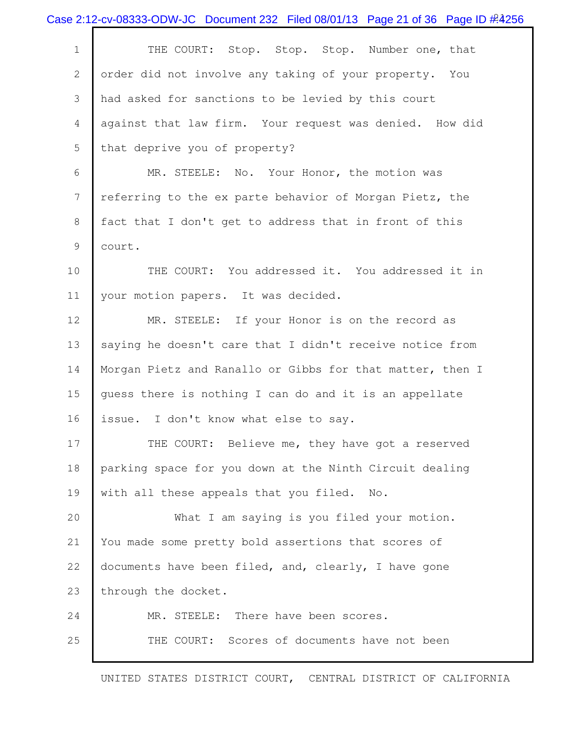THE COURT: Stop. Stop. Stop. Number one, that order did not involve any taking of your property. You had asked for sanctions to be levied by this court against that law firm. Your request was denied. How did that deprive you of property?

MR. STEELE: No. Your Honor, the motion was referring to the ex parte behavior of Morgan Pietz, the fact that I don't get to address that in front of this court.

THE COURT: You addressed it. You addressed it in your motion papers. It was decided.

MR. STEELE: If your Honor is on the record as saying he doesn't care that I didn't receive notice from Morgan Pietz and Ranallo or Gibbs for that matter, then I guess there is nothing I can do and it is an appellate issue. I don't know what else to say.

THE COURT: Believe me, they have got a reserved parking space for you down at the Ninth Circuit dealing with all these appeals that you filed. No.

What I am saying is you filed your motion. You made some pretty bold assertions that scores of documents have been filed, and, clearly, I have gone through the docket.

MR. STEELE: There have been scores.

THE COURT: Scores of documents have not been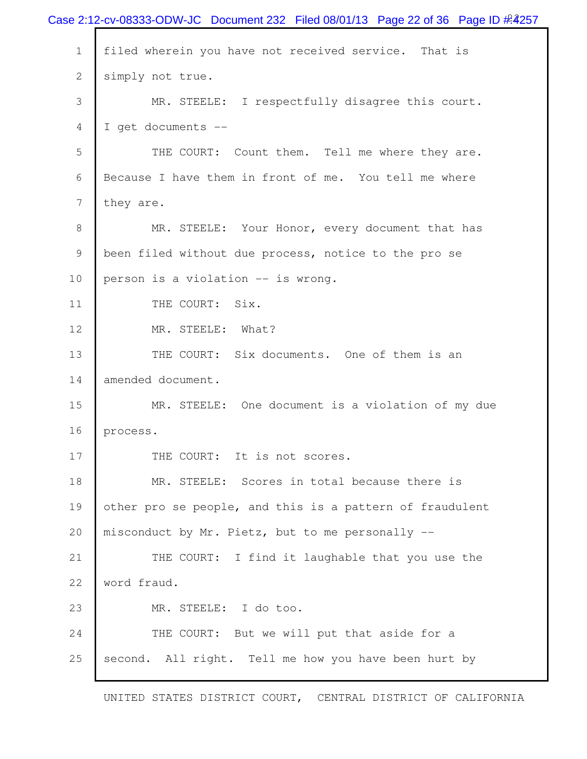filed wherein you have not received service. That is simply not true.

MR. STEELE: I respectfully disagree this court. I get documents --

THE COURT: Count them. Tell me where they are. Because I have them in front of me. You tell me where they are.

MR. STEELE: Your Honor, every document that has been filed without due process, notice to the pro se person is a violation -- is wrong.

THE COURT: Six.

MR. STEELE: What?

THE COURT: Six documents. One of them is an amended document.

MR. STEELE: One document is a violation of my due process.

THE COURT: It is not scores.

MR. STEELE: Scores in total because there is other pro se people, and this is a pattern of fraudulent misconduct by Mr. Pietz, but to me personally --

THE COURT: I find it laughable that you use the word fraud.

MR. STEELE: I do too.

THE COURT: But we will put that aside for a second. All right. Tell me how you have been hurt by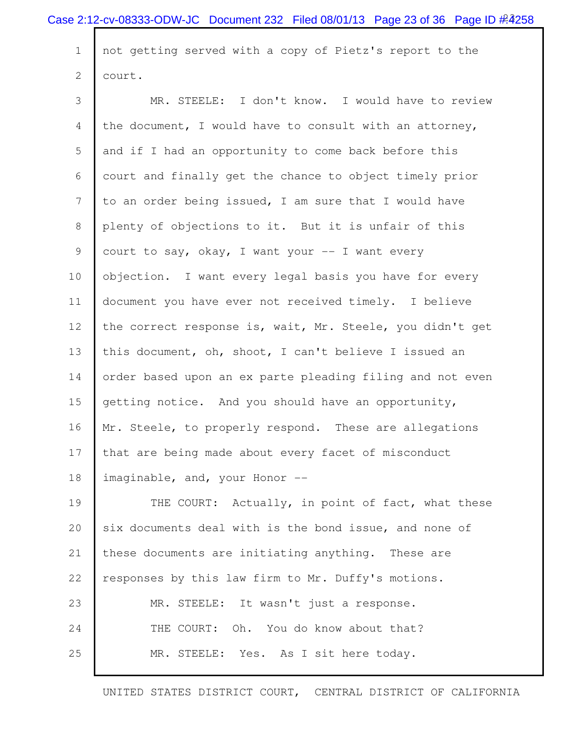not getting served with a copy of Pietz's report to the court.

MR. STEELE: I don't know. I would have to review the document, I would have to consult with an attorney, and if I had an opportunity to come back before this court and finally get the chance to object timely prior to an order being issued, I am sure that I would have plenty of objections to it. But it is unfair of this court to say, okay, I want your -- I want every objection. I want every legal basis you have for every document you have ever not received timely. I believe the correct response is, wait, Mr. Steele, you didn't get this document, oh, shoot, I can't believe I issued an order based upon an ex parte pleading filing and not even getting notice. And you should have an opportunity, Mr. Steele, to properly respond. These are allegations that are being made about every facet of misconduct imaginable, and, your Honor --

THE COURT: Actually, in point of fact, what these six documents deal with is the bond issue, and none of these documents are initiating anything. These are responses by this law firm to Mr. Duffy's motions.

MR. STEELE: It wasn't just a response.

THE COURT: Oh. You do know about that?

MR. STEELE: Yes. As I sit here today.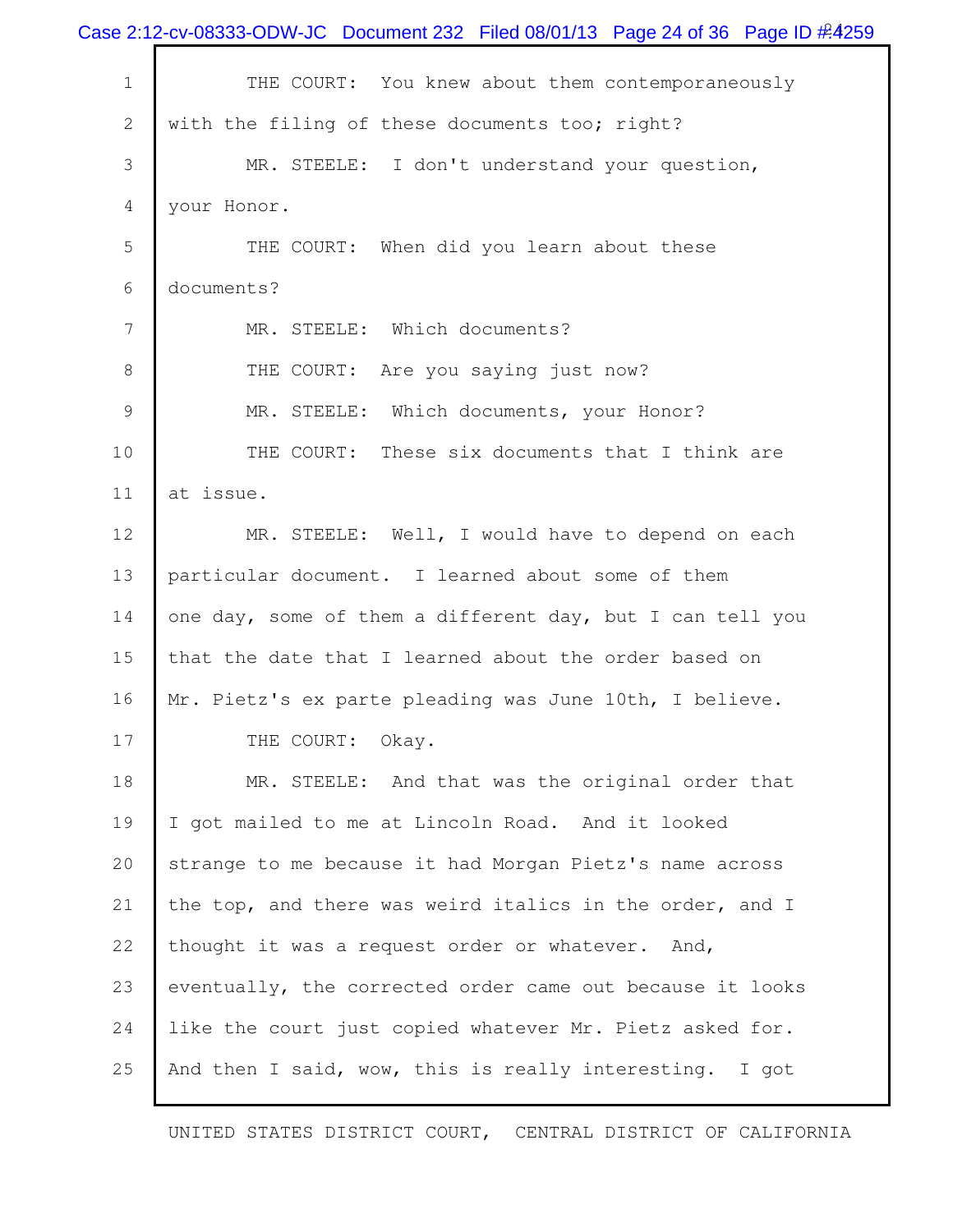THE COURT: You knew about them contemporaneously with the filing of these documents too; right?

MR. STEELE: I don't understand your question, your Honor.

THE COURT: When did you learn about these documents?

MR. STEELE: Which documents?

THE COURT: Are you saying just now?

MR. STEELE: Which documents, your Honor?

THE COURT: These six documents that I think are at issue.

MR. STEELE: Well, I would have to depend on each particular document. I learned about some of them one day, some of them a different day, but I can tell you that the date that I learned about the order based on Mr. Pietz's ex parte pleading was June 10th, I believe.

THE COURT: Okay.

MR. STEELE: And that was the original order that I got mailed to me at Lincoln Road. And it looked strange to me because it had Morgan Pietz's name across the top, and there was weird italics in the order, and I thought it was a request order or whatever. And, eventually, the corrected order came out because it looks like the court just copied whatever Mr. Pietz asked for. And then I said, wow, this is really interesting. I got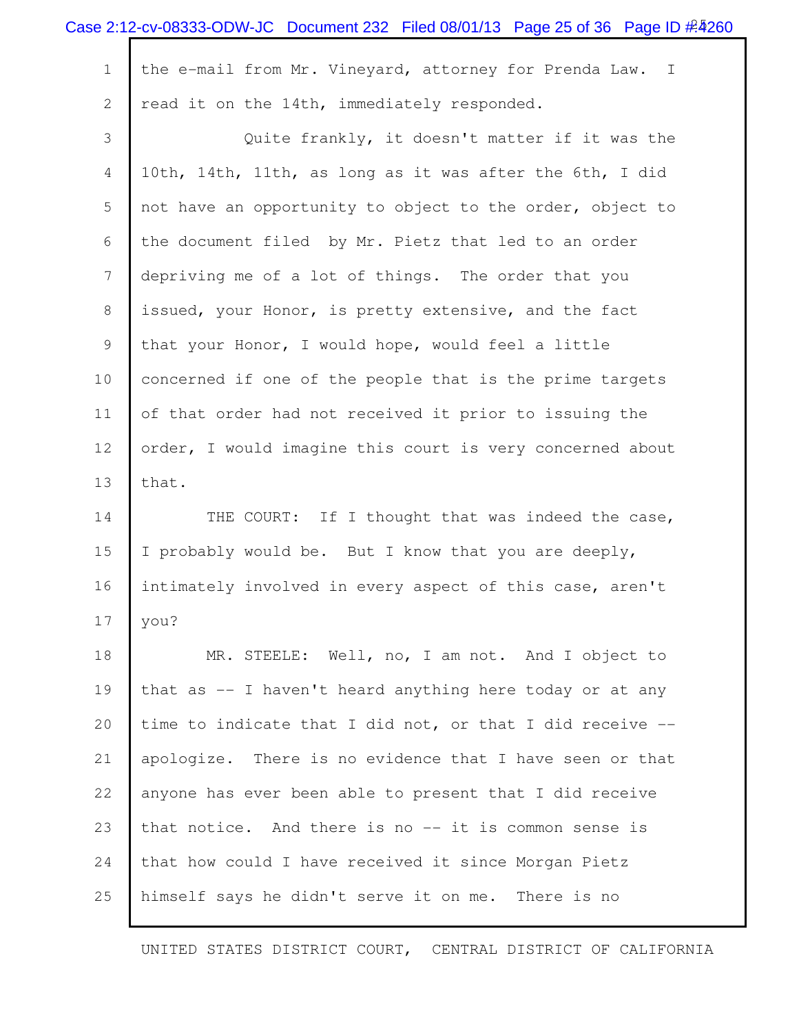the e-mail from Mr. Vineyard, attorney for Prenda Law. I read it on the 14th, immediately responded.

Quite frankly, it doesn't matter if it was the 10th, 14th, 11th, as long as it was after the 6th, I did not have an opportunity to object to the order, object to the document filed by Mr. Pietz that led to an order depriving me of a lot of things. The order that you issued, your Honor, is pretty extensive, and the fact that your Honor, I would hope, would feel a little concerned if one of the people that is the prime targets of that order had not received it prior to issuing the order, I would imagine this court is very concerned about that.

THE COURT: If I thought that was indeed the case, I probably would be. But I know that you are deeply, intimately involved in every aspect of this case, aren't you?

MR. STEELE: Well, no, I am not. And I object to that as -- I haven't heard anything here today or at any time to indicate that I did not, or that I did receive -- apologize. There is no evidence that I have seen or that anyone has ever been able to present that I did receive that notice. And there is no -- it is common sense is that how could I have received it since Morgan Pietz himself says he didn't serve it on me. There is no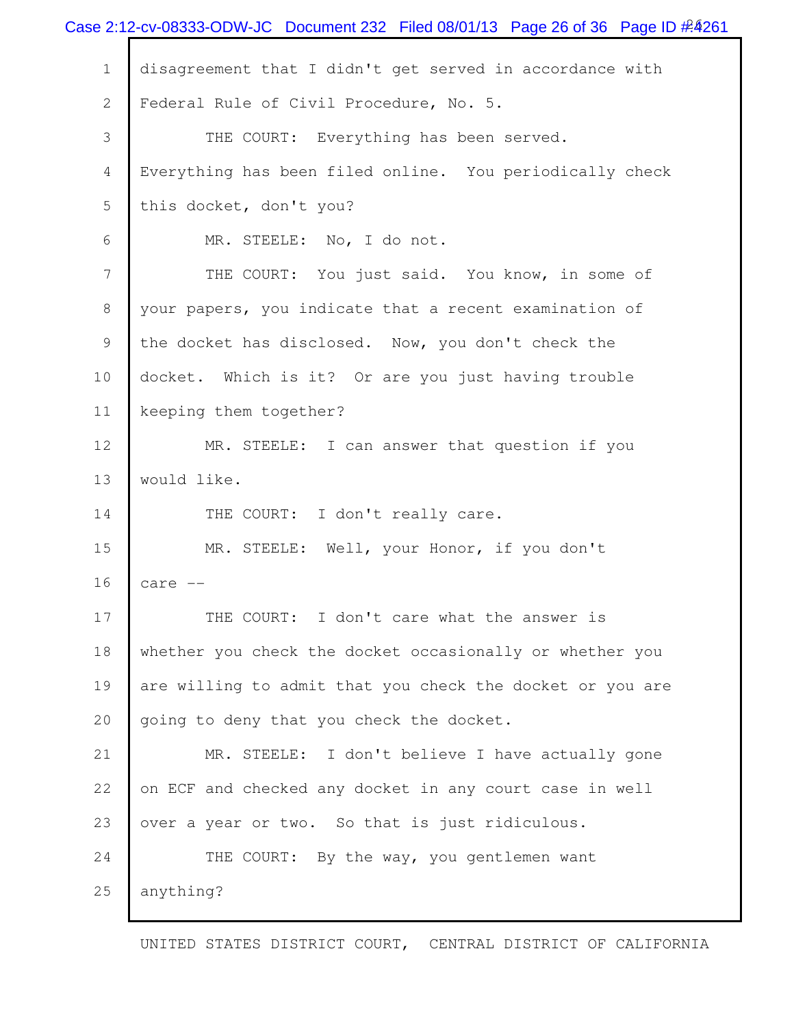disagreement that I didn't get served in accordance with Federal Rule of Civil Procedure, No. 5.

THE COURT: Everything has been served. Everything has been filed online. You periodically check this docket, don't you?

MR. STEELE: No, I do not.

THE COURT: You just said. You know, in some of your papers, you indicate that a recent examination of the docket has disclosed. Now, you don't check the docket. Which is it? Or are you just having trouble keeping them together?

MR. STEELE: I can answer that question if you would like.

THE COURT: I don't really care.

MR. STEELE: Well, your Honor, if you don't care --

THE COURT: I don't care what the answer is whether you check the docket occasionally or whether you are willing to admit that you check the docket or you are going to deny that you check the docket.

MR. STEELE: I don't believe I have actually gone on ECF and checked any docket in any court case in well over a year or two. So that is just ridiculous.

THE COURT: By the way, you gentlemen want anything?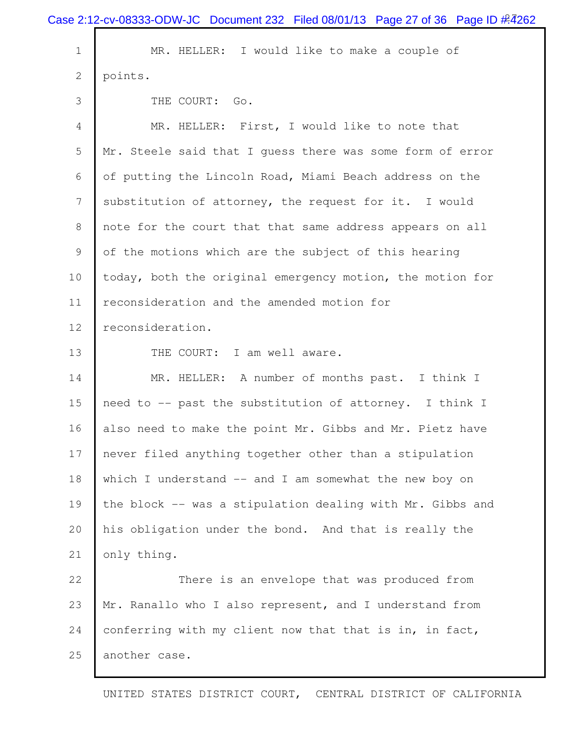MR. HELLER: I would like to make a couple of points.

THE COURT: Go.

MR. HELLER: First, I would like to note that Mr. Steele said that I guess there was some form of error of putting the Lincoln Road, Miami Beach address on the substitution of attorney, the request for it. I would note for the court that that same address appears on all of the motions which are the subject of this hearing today, both the original emergency motion, the motion for reconsideration and the amended motion for reconsideration.

THE COURT: I am well aware.

MR. HELLER: A number of months past. I think I need to -- past the substitution of attorney. I think I also need to make the point Mr. Gibbs and Mr. Pietz have never filed anything together other than a stipulation which I understand -- and I am somewhat the new boy on the block -- was a stipulation dealing with Mr. Gibbs and his obligation under the bond. And that is really the only thing.

There is an envelope that was produced from Mr. Ranallo who I also represent, and I understand from conferring with my client now that that is in, in fact, another case.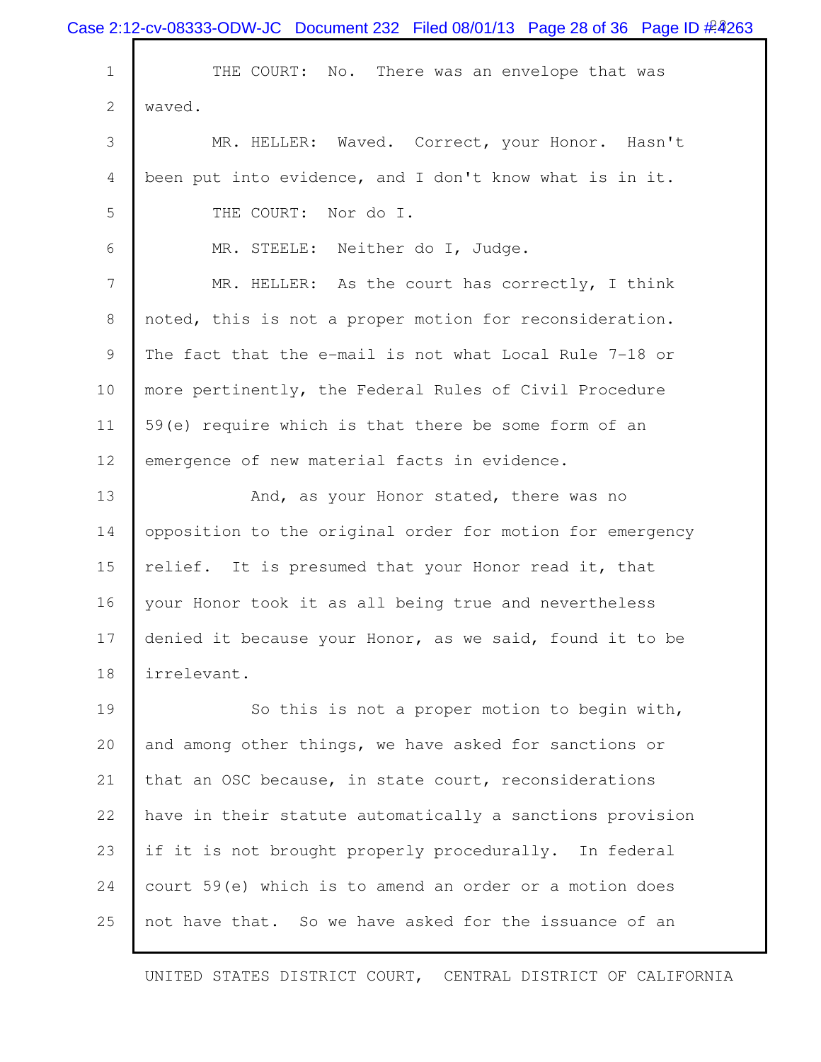THE COURT: No. There was an envelope that was waved.

MR. HELLER: Waved. Correct, your Honor. Hasn't been put into evidence, and I don't know what is in it.

THE COURT: Nor do I.

MR. STEELE: Neither do I, Judge.

MR. HELLER: As the court has correctly, I think noted, this is not a proper motion for reconsideration. The fact that the e-mail is not what Local Rule 7-18 or more pertinently, the Federal Rules of Civil Procedure 59(e) require which is that there be some form of an emergence of new material facts in evidence.

And, as your Honor stated, there was no opposition to the original order for motion for emergency relief. It is presumed that your Honor read it, that your Honor took it as all being true and nevertheless denied it because your Honor, as we said, found it to be irrelevant.

So this is not a proper motion to begin with, and among other things, we have asked for sanctions or that an OSC because, in state court, reconsiderations have in their statute automatically a sanctions provision if it is not brought properly procedurally. In federal court 59(e) which is to amend an order or a motion does not have that. So we have asked for the issuance of an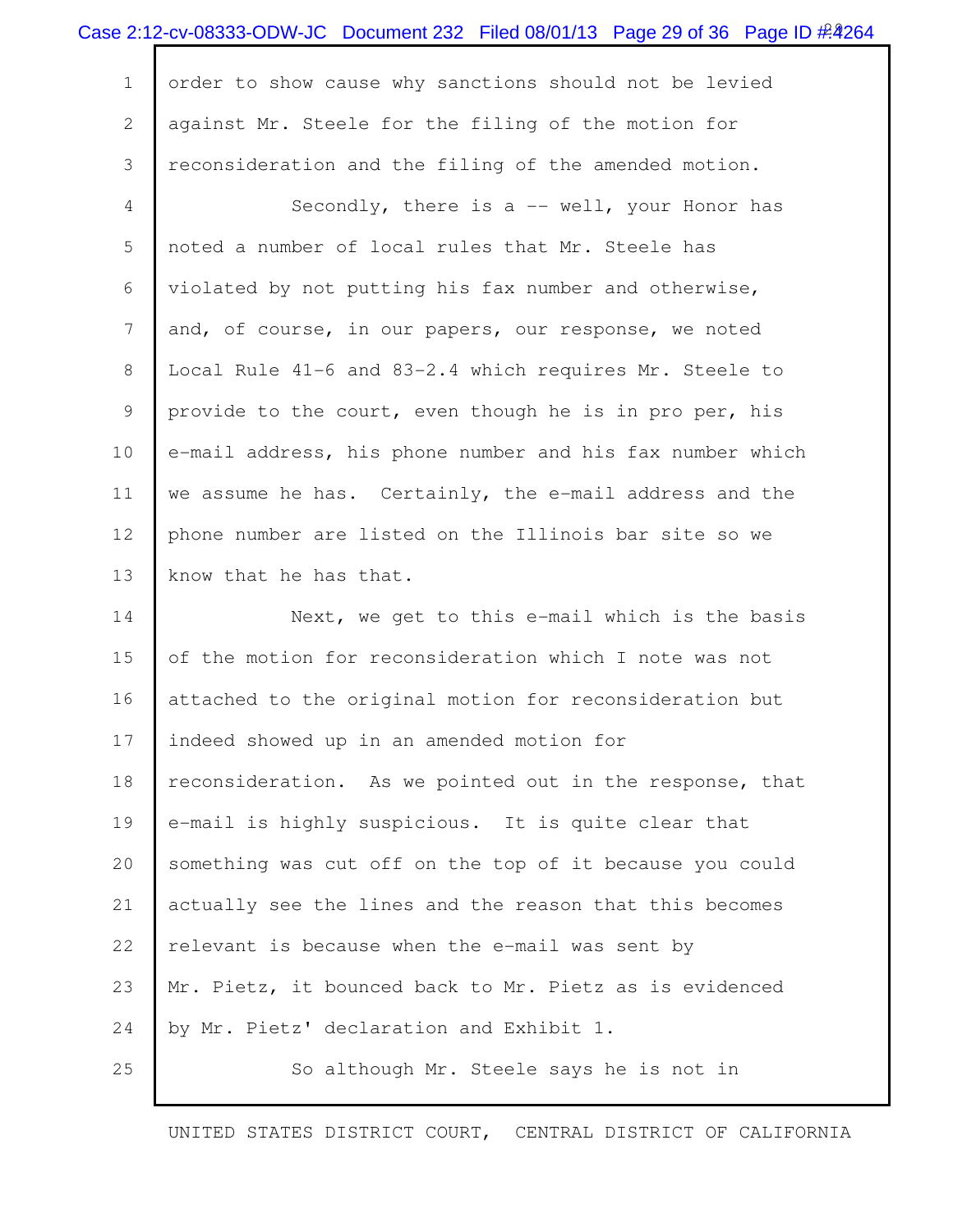order to show cause why sanctions should not be levied against Mr. Steele for the filing of the motion for reconsideration and the filing of the amended motion.

Secondly, there is a -- well, your Honor has noted a number of local rules that Mr. Steele has violated by not putting his fax number and otherwise, and, of course, in our papers, our response, we noted Local Rule 41-6 and 83-2.4 which requires Mr. Steele to provide to the court, even though he is in pro per, his e-mail address, his phone number and his fax number which we assume he has. Certainly, the e-mail address and the phone number are listed on the Illinois bar site so we know that he has that.

Next, we get to this e-mail which is the basis of the motion for reconsideration which I note was not attached to the original motion for reconsideration but indeed showed up in an amended motion for reconsideration. As we pointed out in the response, that e-mail is highly suspicious. It is quite clear that something was cut off on the top of it because you could actually see the lines and the reason that this becomes relevant is because when the e-mail was sent by Mr. Pietz, it bounced back to Mr. Pietz as is evidenced by Mr. Pietz' declaration and Exhibit 1.

So although Mr. Steele says he is not in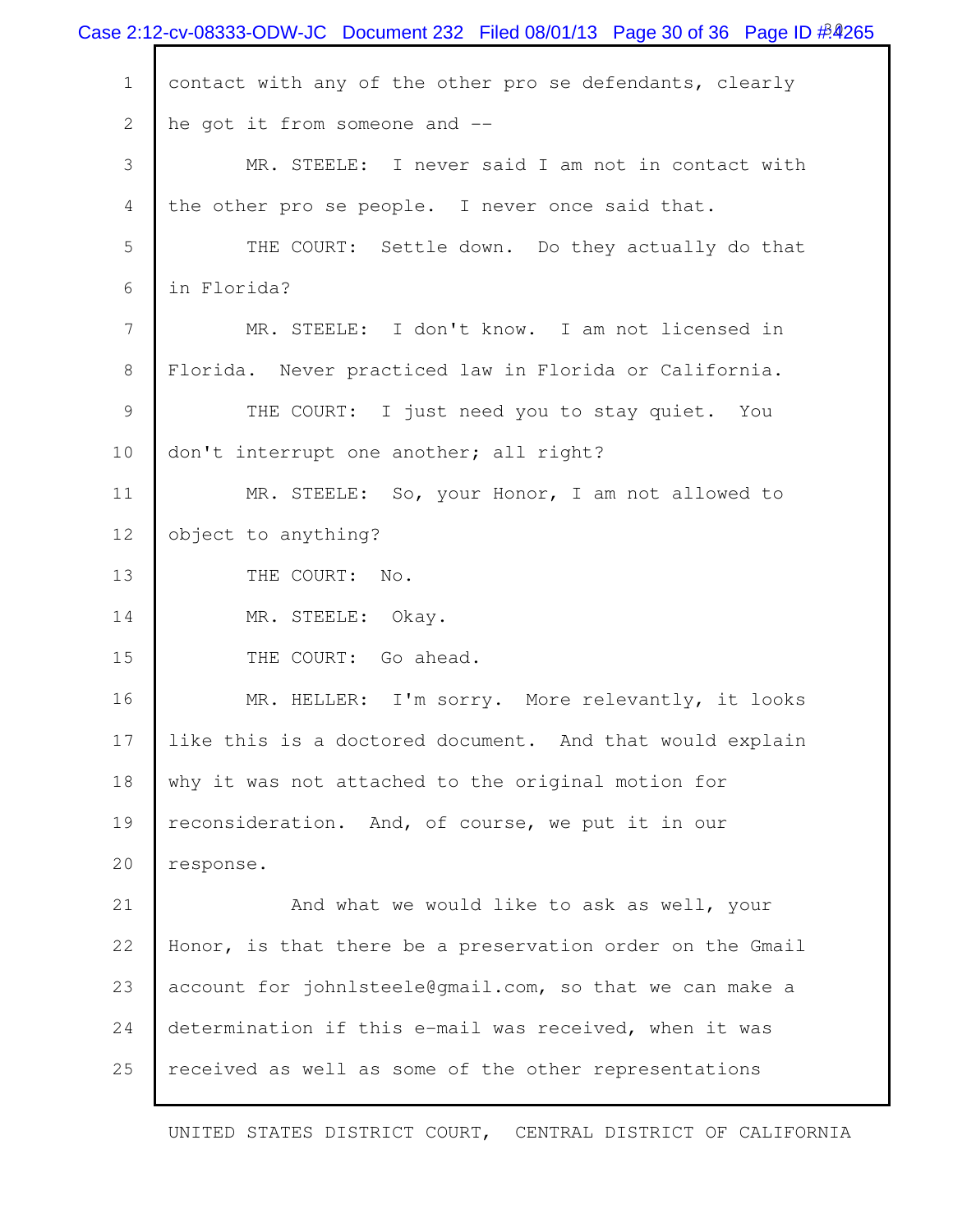contact with any of the other pro se defendants, clearly he got it from someone and --

MR. STEELE: I never said I am not in contact with the other pro se people. I never once said that.

THE COURT: Settle down. Do they actually do that in Florida?

MR. STEELE: I don't know. I am not licensed in Florida. Never practiced law in Florida or California.

THE COURT: I just need you to stay quiet. You don't interrupt one another; all right?

MR. STEELE: So, your Honor, I am not allowed to object to anything?

THE COURT: No.

MR. STEELE: Okay.

THE COURT: Go ahead.

MR. HELLER: I'm sorry. More relevantly, it looks like this is a doctored document. And that would explain why it was not attached to the original motion for reconsideration. And, of course, we put it in our response.

And what we would like to ask as well, your Honor, is that there be a preservation order on the Gmail account for johnlsteele@gmail.com, so that we can make a determination if this e-mail was received, when it was received as well as some of the other representations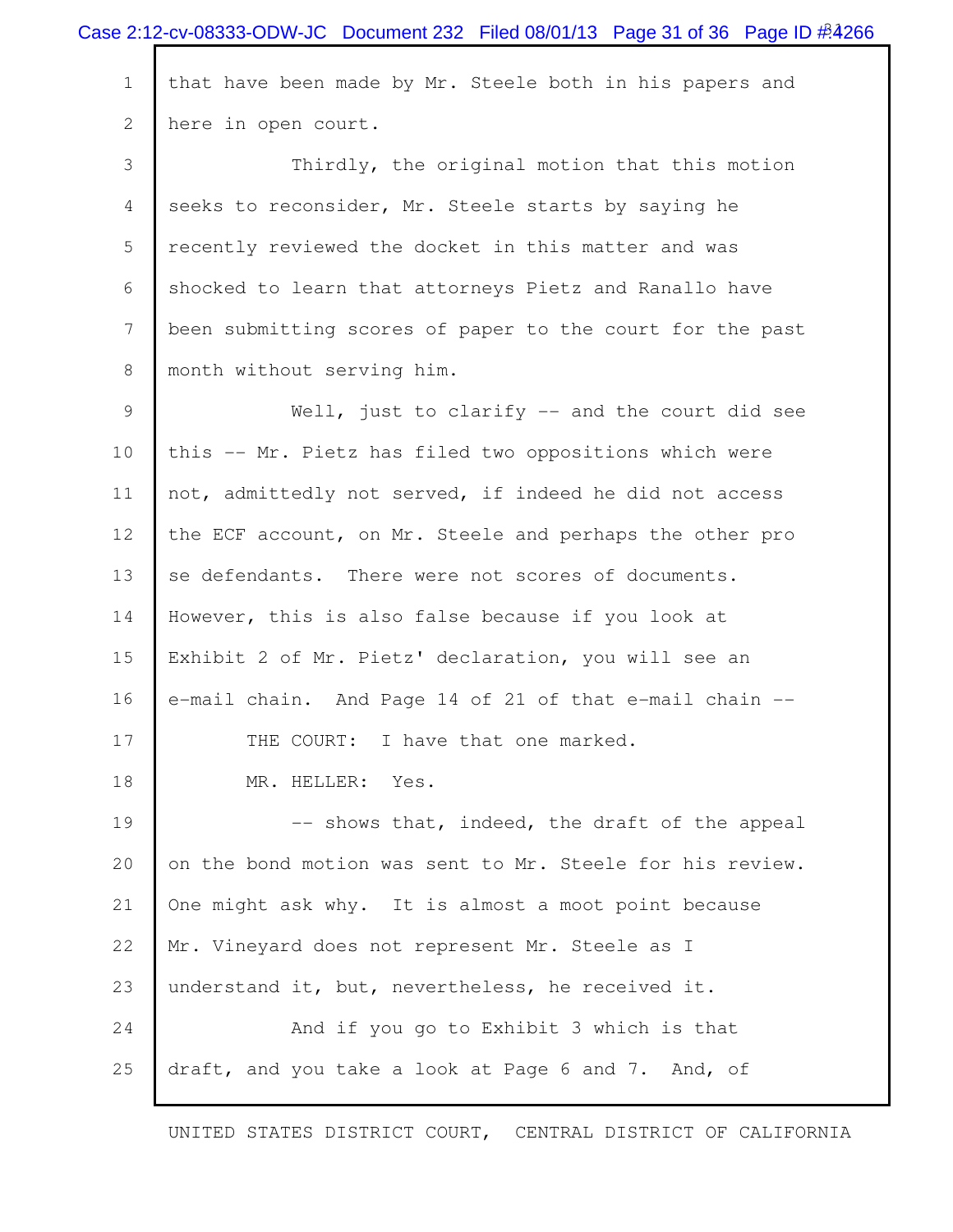that have been made by Mr. Steele both in his papers and here in open court.

Thirdly, the original motion that this motion seeks to reconsider, Mr. Steele starts by saying he recently reviewed the docket in this matter and was shocked to learn that attorneys Pietz and Ranallo have been submitting scores of paper to the court for the past month without serving him.

Well, just to clarify -- and the court did see this -- Mr. Pietz has filed two oppositions which were not, admittedly not served, if indeed he did not access the ECF account, on Mr. Steele and perhaps the other pro se defendants. There were not scores of documents. However, this is also false because if you look at Exhibit 2 of Mr. Pietz' declaration, you will see an e-mail chain. And Page 14 of 21 of that e-mail chain --

THE COURT: I have that one marked.

MR. HELLER: Yes.

-- shows that, indeed, the draft of the appeal on the bond motion was sent to Mr. Steele for his review. One might ask why. It is almost a moot point because Mr. Vineyard does not represent Mr. Steele as I understand it, but, nevertheless, he received it.

And if you go to Exhibit 3 which is that draft, and you take a look at Page 6 and 7. And, of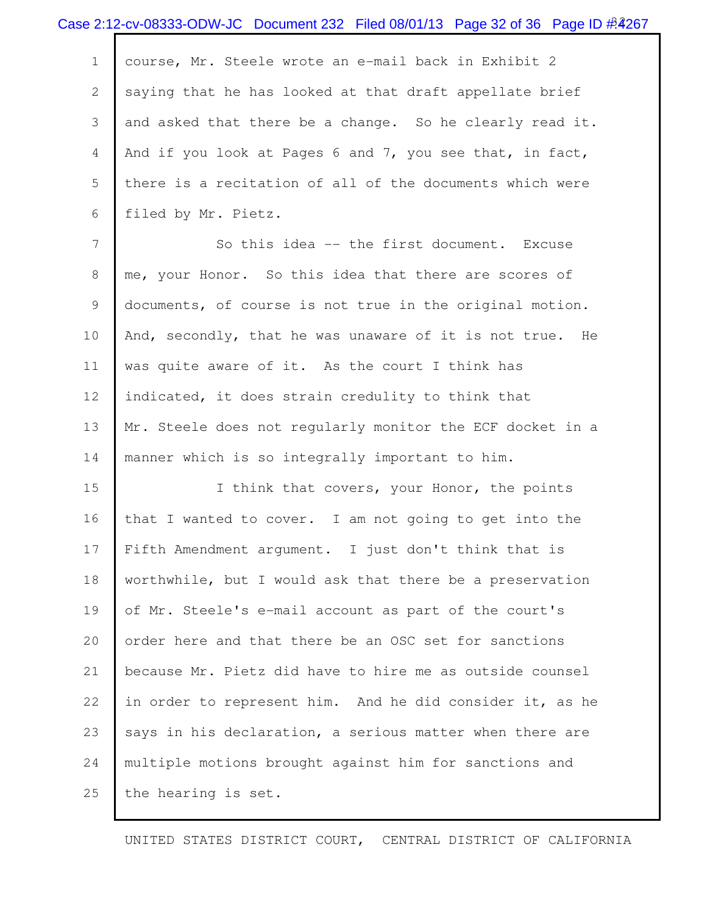course, Mr. Steele wrote an e-mail back in Exhibit 2 saying that he has looked at that draft appellate brief and asked that there be a change. So he clearly read it. And if you look at Pages 6 and 7, you see that, in fact, there is a recitation of all of the documents which were filed by Mr. Pietz.

So this idea -- the first document. Excuse me, your Honor. So this idea that there are scores of documents, of course is not true in the original motion. And, secondly, that he was unaware of it is not true. He was quite aware of it. As the court I think has indicated, it does strain credulity to think that Mr. Steele does not regularly monitor the ECF docket in a manner which is so integrally important to him.

I think that covers, your Honor, the points that I wanted to cover. I am not going to get into the Fifth Amendment argument. I just don't think that is worthwhile, but I would ask that there be a preservation of Mr. Steele's e-mail account as part of the court's order here and that there be an OSC set for sanctions because Mr. Pietz did have to hire me as outside counsel in order to represent him. And he did consider it, as he says in his declaration, a serious matter when there are multiple motions brought against him for sanctions and the hearing is set.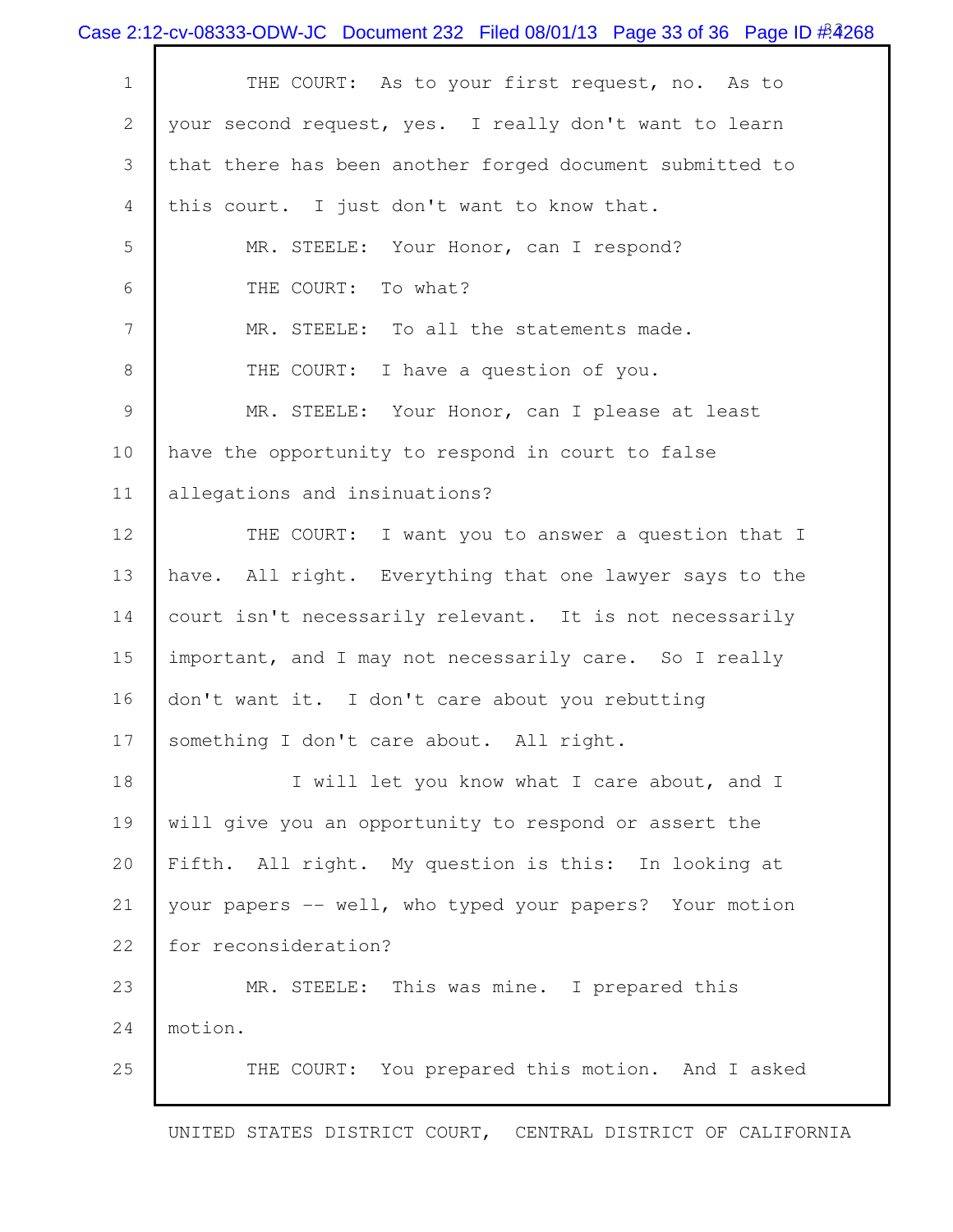THE COURT: As to your first request, no. As to your second request, yes. I really don't want to learn that there has been another forged document submitted to this court. I just don't want to know that.

MR. STEELE: Your Honor, can I respond?

THE COURT: To what?

MR. STEELE: To all the statements made.

THE COURT: I have a question of you.

MR. STEELE: Your Honor, can I please at least have the opportunity to respond in court to false allegations and insinuations?

THE COURT: I want you to answer a question that I have. All right. Everything that one lawyer says to the court isn't necessarily relevant. It is not necessarily important, and I may not necessarily care. So I really don't want it. I don't care about you rebutting something I don't care about. All right.

I will let you know what I care about, and I will give you an opportunity to respond or assert the Fifth. All right. My question is this: In looking at your papers -- well, who typed your papers? Your motion for reconsideration?

MR. STEELE: This was mine. I prepared this motion.

THE COURT: You prepared this motion. And I asked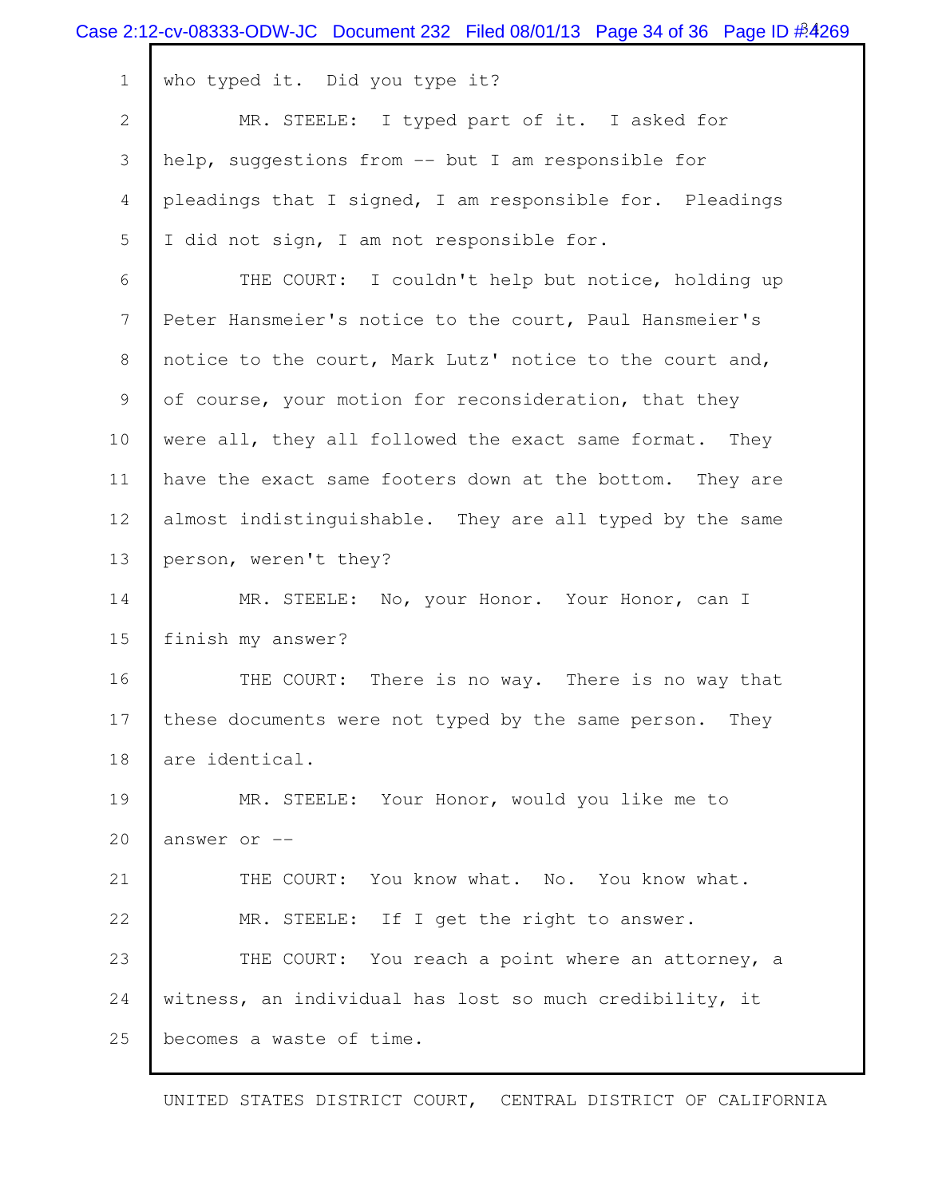who typed it. Did you type it?

MR. STEELE: I typed part of it. I asked for help, suggestions from -- but I am responsible for pleadings that I signed, I am responsible for. Pleadings I did not sign, I am not responsible for.

THE COURT: I couldn't help but notice, holding up Peter Hansmeier's notice to the court, Paul Hansmeier's notice to the court, Mark Lutz' notice to the court and, of course, your motion for reconsideration, that they were all, they all followed the exact same format. They have the exact same footers down at the bottom. They are almost indistinguishable. They are all typed by the same person, weren't they?

MR. STEELE: No, your Honor. Your Honor, can I finish my answer?

THE COURT: There is no way. There is no way that these documents were not typed by the same person. They are identical.

MR. STEELE: Your Honor, would you like me to answer or --

THE COURT: You know what. No. You know what.

MR. STEELE: If I get the right to answer.

THE COURT: You reach a point where an attorney, a witness, an individual has lost so much credibility, it becomes a waste of time.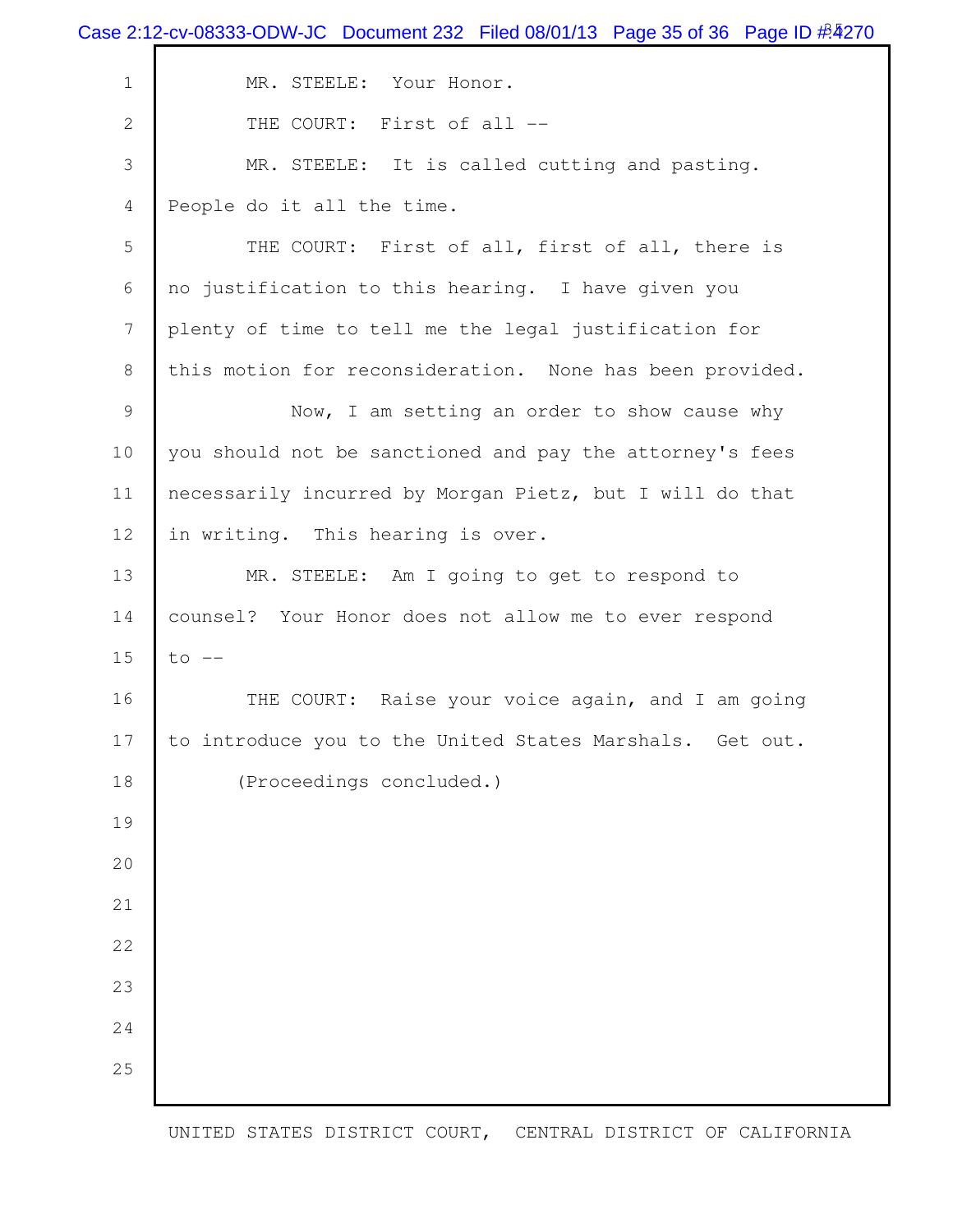MR. STEELE: Your Honor.

THE COURT: First of all --

MR. STEELE: It is called cutting and pasting. People do it all the time.

THE COURT: First of all, first of all, there is no justification to this hearing. I have given you plenty of time to tell me the legal justification for this motion for reconsideration. None has been provided.

Now, I am setting an order to show cause why you should not be sanctioned and pay the attorney's fees necessarily incurred by Morgan Pietz, but I will do that in writing. This hearing is over.

MR. STEELE: Am I going to get to respond to counsel? Your Honor does not allow me to ever respond to --

THE COURT: Raise your voice again, and I am going to introduce you to the United States Marshals. Get out.

(Proceedings concluded.)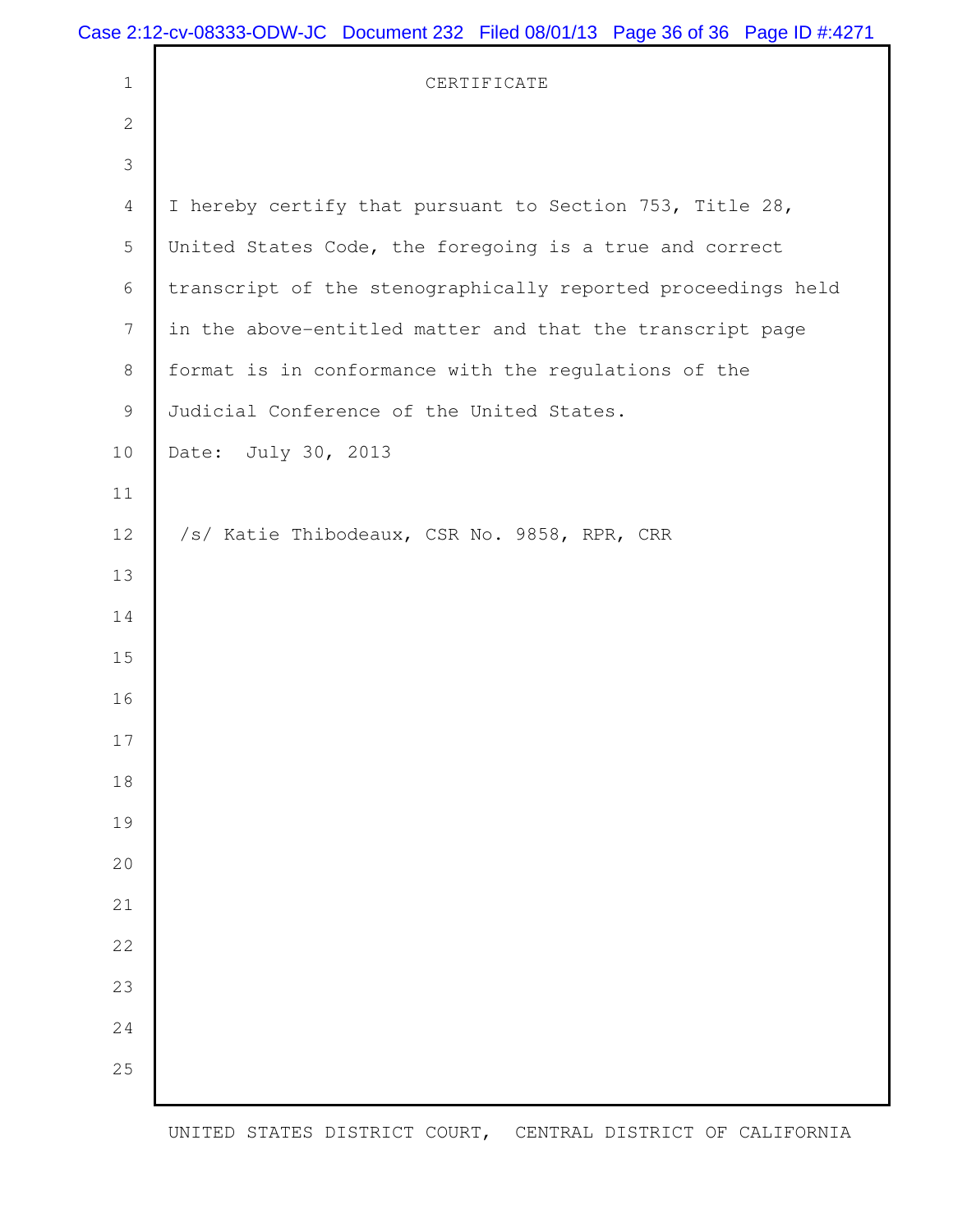# CERTIFICATE

I hereby certify that pursuant to Section 753, Title 28, United States Code, the foregoing is a true and correct transcript of the stenographically reported proceedings held in the above-entitled matter and that the transcript page format is in conformance with the regulations of the Judicial Conference of the United States.

Date: July 30, 2013

/s/ Katie Thibodeaux, CSR No. 9858, RPR, CRR